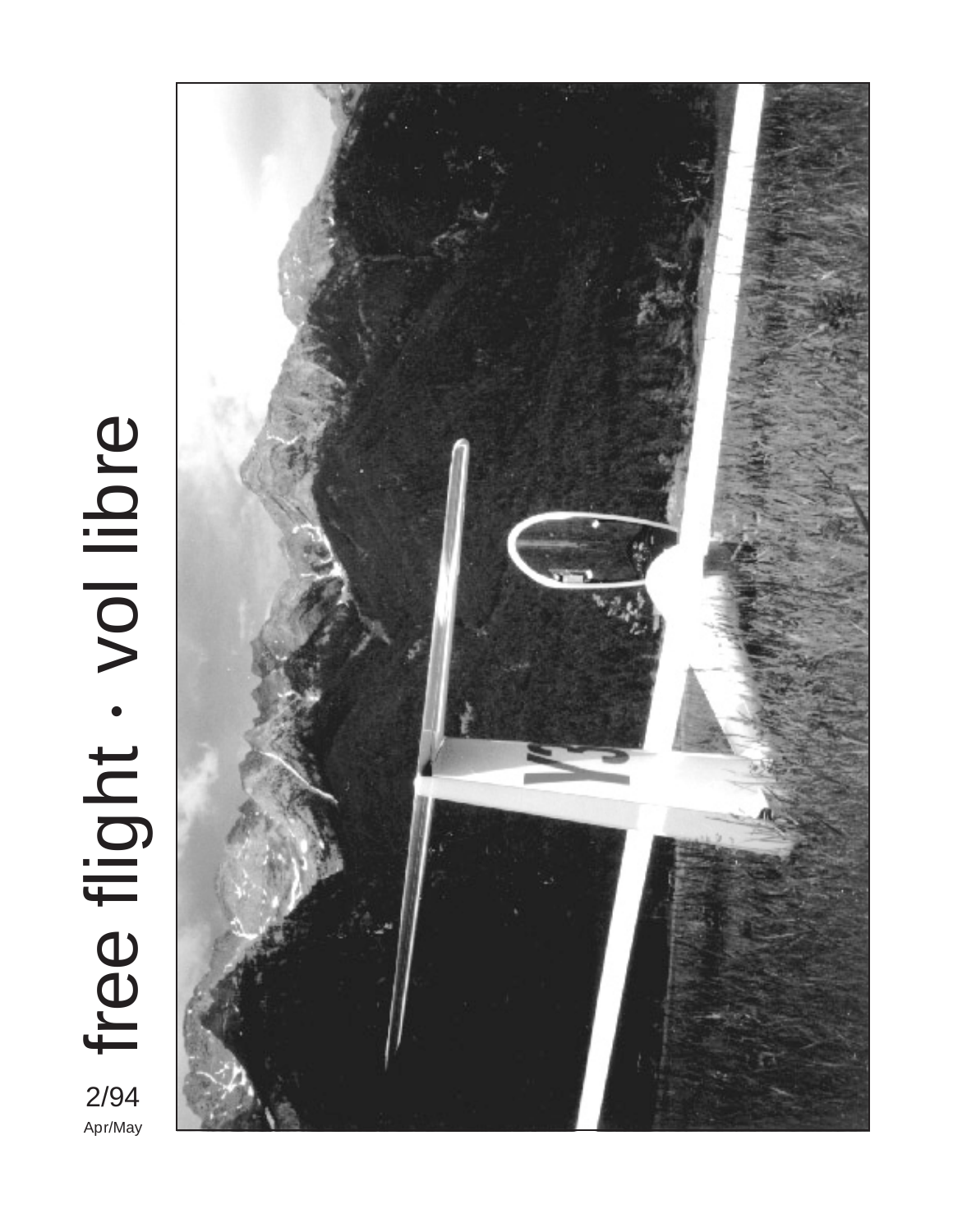# free flight · vol libre

2/94

Apr/May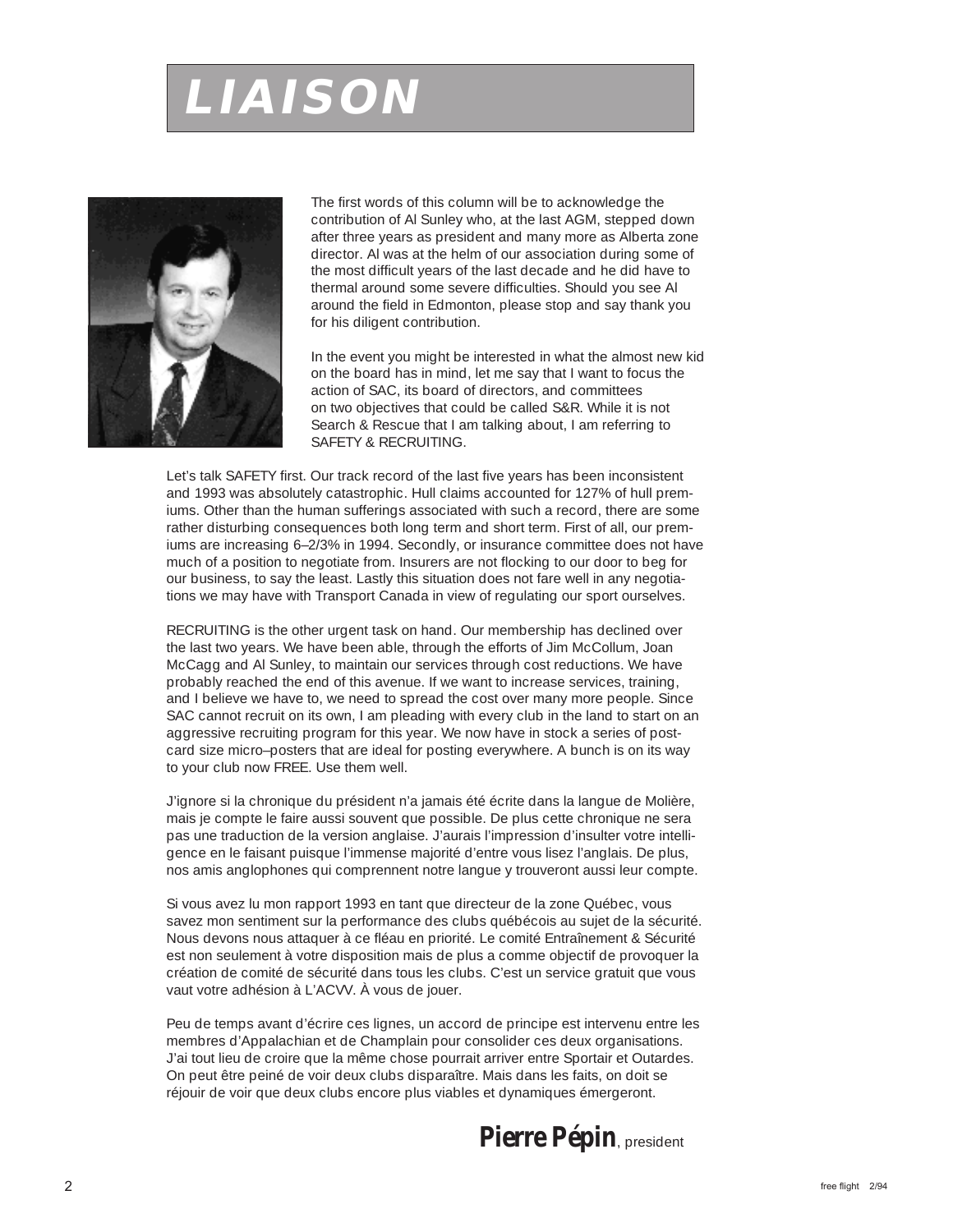# LIAISON

The first words of this column will be to acknowledge the contribution of Al Sunley who, at the last AGM, stepped down after three years as president and many more as Alberta zone director. Al was at the helm of our association during some of the most difficult years of the last decade and he did have to thermal around some severe difficulties. Should you see Al around the field in Edmonton, please stop and say thank you for his diligent contribution.

In the event you might be interested in what the almost new kid on the board has in mind, let me say that I want to focus the action of SAC, its board of directors, and committees on two objectives that could be called S&R. While it is not Search & Rescue that I am talking about, I am referring to SAFETY & RECRUITING.

Let's talk SAFETY first. Our track record of the last five years has been inconsistent and 1993 was absolutely catastrophic. Hull claims accounted for 127% of hull premiums. Other than the human sufferings associated with such a record, there are some rather disturbing consequences both long term and short term. First of all, our premiums are increasing 6–2/3% in 1994. Secondly, or insurance committee does not have much of a position to negotiate from. Insurers are not flocking to our door to beg for our business, to say the least. Lastly this situation does not fare well in any negotiations we may have with Transport Canada in view of regulating our sport ourselves.

RECRUITING is the other urgent task on hand. Our membership has declined over the last two years. We have been able, through the efforts of Jim McCollum, Joan McCagg and Al Sunley, to maintain our services through cost reductions. We have probably reached the end of this avenue. If we want to increase services, training, and I believe we have to, we need to spread the cost over many more people. Since SAC cannot recruit on its own, I am pleading with every club in the land to start on an aggressive recruiting program for this year. We now have in stock a series of post-card size micro–posters that are ideal for posting everywhere. A bunch is on its way to your club now FREE. Use them well.

J'ignore si la chronique du président n'a jamais été écrite dans la langue de Molière, mais je compte le faire aussi souvent que possible. De plus cette chronique ne sera pas une traduction de la version anglaise. J'aurais l'impression d'insulter votre intelligence en le faisant puisque l'immense majorité d'entre vous lisez l'anglais. De plus, nos amis anglophones qui comprennent notre langue y trouveront aussi leur compte.

Si vous avez lu mon rapport 1993 en tant que directeur de la zone Québec, vous savez mon sentiment sur la performance des clubs québécois au sujet de la sécurité. Nous devons nous attaquer à ce fléau en priorité. Le comité Entraînement & Sécurité est non seulement à votre disposition mais de plus a comme objectif de provoquer la création de comité de sécurité dans tous les clubs. C'est un service gratuit que vous vaut votre adhésion à L'ACVV. À vous de jouer.

Peu de temps avant d'écrire ces lignes, un accord de principe est intervenu entre les membres d'Appalachian et de Champlain pour consolider ces deux organisations. J'ai tout lieu de croire que la même chose pourrait arriver entre Sportair et Outardes. On peut être peiné de voir deux clubs disparaître. Mais dans les faits, on doit se réjouir de voir que deux clubs encore plus viables et dynamiques émergeront.

**Pierre Pépin**, president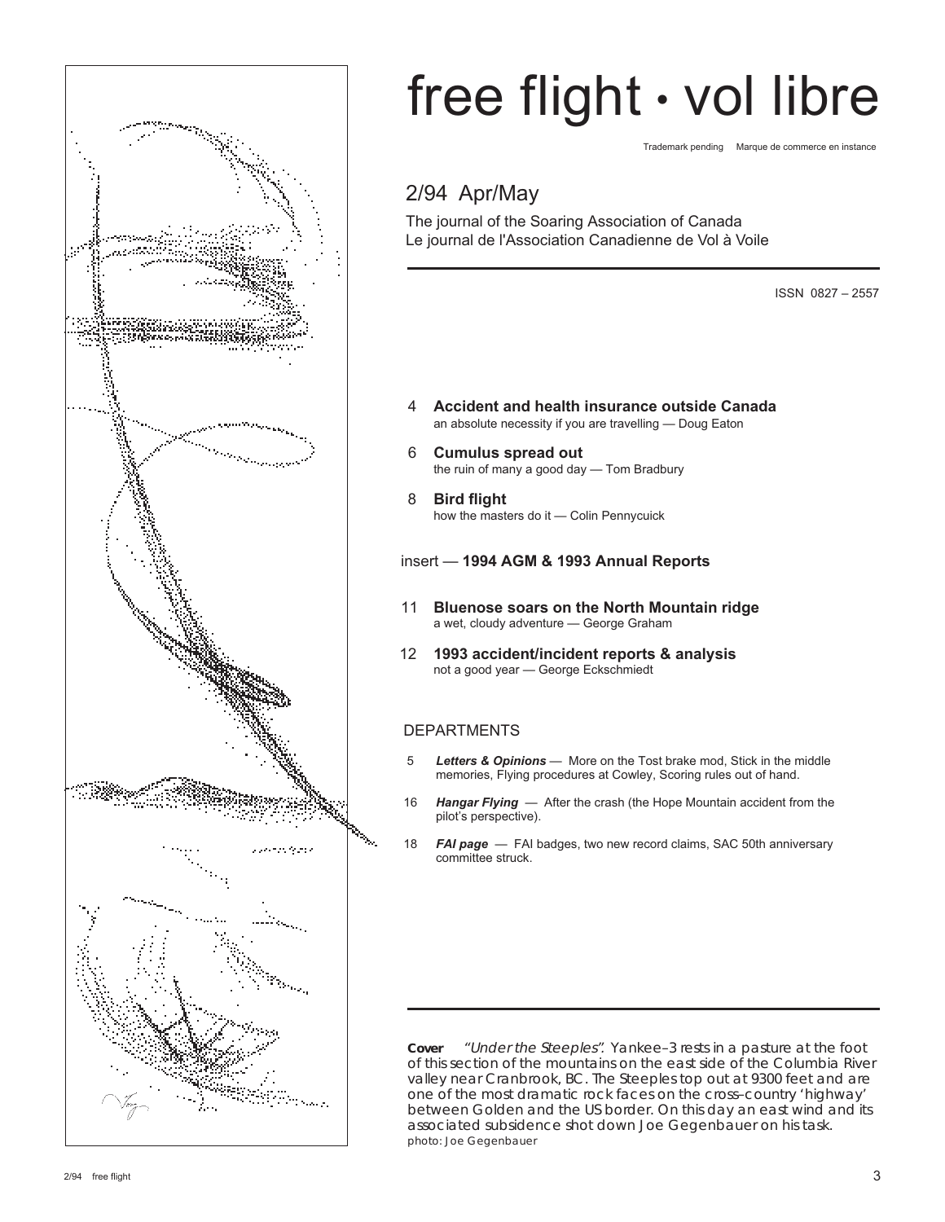# free flight · vol libre

Trademark pending    Marque de commerce en instance

## 2/94 Apr/May

The journal of the Soaring Association of Canada
Le journal de l'Association Canadienne de Vol à Voile

ISSN 0827 – 2557

4 **Accident and health insurance outside Canada**
an absolute necessity if you are travelling — Doug Eaton

6 **Cumulus spread out**
the ruin of many a good day — Tom Bradbury

8 **Bird flight**
how the masters do it — Colin Pennycuick

insert — **1994 AGM & 1993 Annual Reports**

11 **Bluenose soars on the North Mountain ridge**
a wet, cloudy adventure — George Graham

12 **1993 accident/incident reports & analysis**
not a good year — George Eckschmiedt

## DEPARTMENTS

5 ***Letters & Opinions*** — More on the Tost brake mod, Stick in the middle memories, Flying procedures at Cowley, Scoring rules out of hand.

16 ***Hangar Flying*** — After the crash (the Hope Mountain accident from the pilot's perspective).

18 ***FAI page*** — FAI badges, two new record claims, SAC 50th anniversary committee struck.

**Cover** *"Under the Steeples".* Yankee–3 rests in a pasture at the foot of this section of the mountains on the east side of the Columbia River valley near Cranbrook, BC. The Steeples top out at 9300 feet and are one of the most dramatic rock faces on the cross–country 'highway' between Golden and the US border. On this day an east wind and its associated subsidence shot down Joe Gegenbauer on his task.
photo: Joe Gegenbauer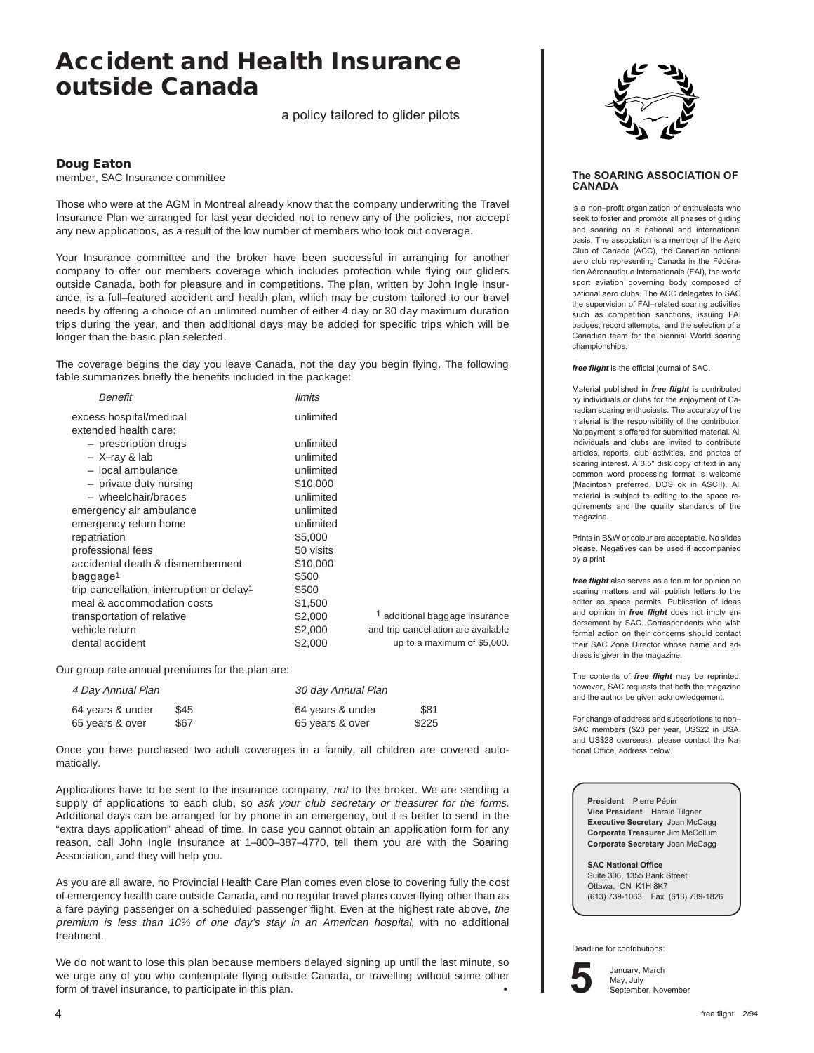# Accident and Health Insurance outside Canada

a policy tailored to glider pilots

**Doug Eaton**
member, SAC Insurance committee

Those who were at the AGM in Montreal already know that the company underwriting the Travel Insurance Plan we arranged for last year decided not to renew any of the policies, nor accept any new applications, as a result of the low number of members who took out coverage.

Your Insurance committee and the broker have been successful in arranging for another company to offer our members coverage which includes protection while flying our gliders outside Canada, both for pleasure and in competitions. The plan, written by John Ingle Insurance, is a full–featured accident and health plan, which may be custom tailored to our travel needs by offering a choice of an unlimited number of either 4 day or 30 day maximum duration trips during the year, and then additional days may be added for specific trips which will be longer than the basic plan selected.

The coverage begins the day you leave Canada, not the day you begin flying. The following table summarizes briefly the benefits included in the package:

| *Benefit* | *limits* |
|---|---|
| excess hospital/medical | unlimited |
| extended health care: | |
| – prescription drugs | unlimited |
| – X–ray & lab | unlimited |
| – local ambulance | unlimited |
| – private duty nursing | $10,000 |
| – wheelchair/braces | unlimited |
| emergency air ambulance | unlimited |
| emergency return home | unlimited |
| repatriation | $5,000 |
| professional fees | 50 visits |
| accidental death & dismemberment | $10,000 |
| baggage[1] | $500 |
| trip cancellation, interruption or delay[1] | $500 |
| meal & accommodation costs | $1,500 |
| transportation of relative | $2,000 |
| vehicle return | $2,000 |
| dental accident | $2,000 |

[1] additional baggage insurance and trip cancellation are available up to a maximum of $5,000.

Our group rate annual premiums for the plan are:

| *4 Day Annual Plan* | | *30 day Annual Plan* | |
|---|---|---|---|
| 64 years & under | $45 | 64 years & under | $81 |
| 65 years & over | $67 | 65 years & over | $225 |

Once you have purchased two adult coverages in a family, all children are covered automatically.

Applications have to be sent to the insurance company, *not* to the broker. We are sending a supply of applications to each club, so *ask your club secretary or treasurer for the forms*. Additional days can be arranged for by phone in an emergency, but it is better to send in the "extra days application" ahead of time. In case you cannot obtain an application form for any reason, call John Ingle Insurance at 1–800–387–4770, tell them you are with the Soaring Association, and they will help you.

As you are all aware, no Provincial Health Care Plan comes even close to covering fully the cost of emergency health care outside Canada, and no regular travel plans cover flying other than as a fare paying passenger on a scheduled passenger flight. Even at the highest rate above, *the premium is less than 10% of one day's stay in an American hospital,* with no additional treatment.

We do not want to lose this plan because members delayed signing up until the last minute, so we urge any of you who contemplate flying outside Canada, or travelling without some other form of travel insurance, to participate in this plan. •

---

**The SOARING ASSOCIATION OF CANADA**

is a non–profit organization of enthusiasts who seek to foster and promote all phases of gliding and soaring on a national and international basis. The association is a member of the Aero Club of Canada (ACC), the Canadian national aero club representing Canada in the Fédération Aéronautique Internationale (FAI), the world sport aviation governing body composed of national aero clubs. The ACC delegates to SAC the supervision of FAI–related soaring activities such as competition sanctions, issuing FAI badges, record attempts, and the selection of a Canadian team for the biennial World soaring championships.

***free flight*** is the official journal of SAC.

Material published in ***free flight*** is contributed by individuals or clubs for the enjoyment of Canadian soaring enthusiasts. The accuracy of the material is the responsibility of the contributor. No payment is offered for submitted material. All individuals and clubs are invited to contribute articles, reports, club activities, and photos of soaring interest. A 3.5" disk copy of text in any common word processing format is welcome (Macintosh preferred, DOS ok in ASCII). All material is subject to editing to the space requirements and the quality standards of the magazine.

Prints in B&W or colour are acceptable. No slides please. Negatives can be used if accompanied by a print.

***free flight*** also serves as a forum for opinion on soaring matters and will publish letters to the editor as space permits. Publication of ideas and opinion in ***free flight*** does not imply endorsement by SAC. Correspondents who wish formal action on their concerns should contact their SAC Zone Director whose name and address is given in the magazine.

The contents of ***free flight*** may be reprinted; however, SAC requests that both the magazine and the author be given acknowledgement.

For change of address and subscriptions to non–SAC members ($20 per year, US$22 in USA, and US$28 overseas), please contact the National Office, address below.

**President** Pierre Pépin
**Vice President** Harald Tilgner
**Executive Secretary** Joan McCagg
**Corporate Treasurer** Jim McCollum
**Corporate Secretary** Joan McCagg

**SAC National Office**
Suite 306, 1355 Bank Street
Ottawa, ON K1H 8K7
(613) 739-1063 Fax (613) 739-1826

Deadline for contributions:

**5** January, March
May, July
September, November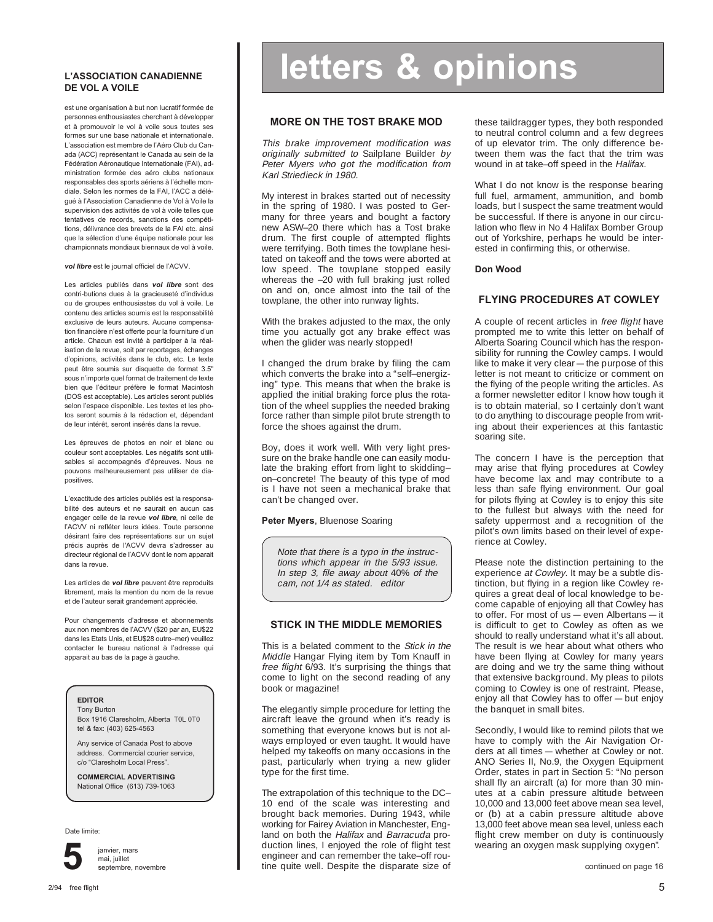**L'ASSOCIATION CANADIENNE DE VOL A VOILE**

est une organisation à but non lucratif formée de personnes enthousiastes cherchant à développer et à promouvoir le vol à voile sous toutes ses formes sur une base nationale et internationale. L'association est membre de l'Aéro Club du Canada (ACC) représentant le Canada au sein de la Fédération Aéronautique Internationale (FAI), administration formée des aéro clubs nationaux responsables des sports aériens à l'échelle mondiale. Selon les normes de la FAI, l'ACC a délégué à l'Association Canadienne de Vol à Voile la supervision des activités de vol à voile telles que tentatives de records, sanctions des compétitions, délivrance des brevets de la FAI etc. ainsi que la sélection d'une équipe nationale pour les championnats mondiaux biennaux de vol à voile.

***vol libre*** est le journal officiel de l'ACVV.

Les articles publiés dans ***vol libre*** sont des contri-butions dues à la gracieuseté d'individus ou de groupes enthousiastes du vol à voile. Le contenu des articles soumis est la responsabilité exclusive de leurs auteurs. Aucune compensation financière n'est offerte pour la fourniture d'un article. Chacun est invité à participer à la réalisation de la revue, soit par reportages, échanges d'opinions, activités dans le club, etc. Le texte peut être soumis sur disquette de format 3.5" sous n'importe quel format de traitement de texte bien que l'éditeur préfère le format Macintosh (DOS est acceptable). Les articles seront publiés selon l'espace disponible. Les textes et les photos seront soumis à la rédaction et, dépendant de leur intérêt, seront insérés dans la revue.

Les épreuves de photos en noir et blanc ou couleur sont acceptables. Les négatifs sont utilisables si accompagnés d'épreuves. Nous ne pouvons malheureusement pas utiliser de diapositives.

L'exactitude des articles publiés est la responsabilité des auteurs et ne saurait en aucun cas engager celle de la revue ***vol libre***, ni celle de l'ACVV ni refléter leurs idées. Toute personne désirant faire des représentations sur un sujet précis auprès de l'ACVV devra s'adresser au directeur régional de l'ACVV dont le nom apparait dans la revue.

Les articles de ***vol libre*** peuvent être reproduits librement, mais la mention du nom de la revue et de l'auteur serait grandement appréciée.

Pour changements d'adresse et abonnements aux non membres de l'ACVV ($20 par an, EU$22 dans les Etats Unis, et EU$28 outre–mer) veuillez contacter le bureau national à l'adresse qui apparait au bas de la page à gauche.

**EDITOR**
Tony Burton
Box 1916 Claresholm, Alberta T0L 0T0
tel & fax: (403) 625-4563

Any service of Canada Post to above address. Commercial courier service, c/o "Claresholm Local Press".

**COMMERCIAL ADVERTISING**
National Office (613) 739-1063

Date limite:

**5** janvier, mars, mai, juillet, septembre, novembre

# letters & opinions

## MORE ON THE TOST BRAKE MOD

*This brake improvement modification was originally submitted to* Sailplane Builder *by Peter Myers who got the modification from Karl Striedieck in 1980.*

My interest in brakes started out of necessity in the spring of 1980. I was posted to Germany for three years and bought a factory new ASW–20 there which has a Tost brake drum. The first couple of attempted flights were terrifying. Both times the towplane hesitated on takeoff and the tows were aborted at low speed. The towplane stopped easily whereas the –20 with full braking just rolled on and on, once almost into the tail of the towplane, the other into runway lights.

With the brakes adjusted to the max, the only time you actually got any brake effect was when the glider was nearly stopped!

I changed the drum brake by filing the cam which converts the brake into a "self–energizing" type. This means that when the brake is applied the initial braking force plus the rotation of the wheel supplies the needed braking force rather than simple pilot brute strength to force the shoes against the drum.

Boy, does it work well. With very light pressure on the brake handle one can easily modulate the braking effort from light to skidding–on–concrete! The beauty of this type of mod is I have not seen a mechanical brake that can't be changed over.

**Peter Myers**, Bluenose Soaring

*Note that there is a typo in the instructions which appear in the 5/93 issue. In step 3, file away about* 40% *of the cam, not 1/4 as stated. editor*

## STICK IN THE MIDDLE MEMORIES

This is a belated comment to the *Stick in the Middle* Hangar Flying item by Tom Knauff in *free flight* 6/93. It's surprising the things that come to light on the second reading of any book or magazine!

The elegantly simple procedure for letting the aircraft leave the ground when it's ready is something that everyone knows but is not always employed or even taught. It would have helped my takeoffs on many occasions in the past, particularly when trying a new glider type for the first time.

The extrapolation of this technique to the DC–10 end of the scale was interesting and brought back memories. During 1943, while working for Fairey Aviation in Manchester, England on both the *Halifax* and *Barracuda* production lines, I enjoyed the role of flight test engineer and can remember the take–off routine quite well. Despite the disparate size of these taildragger types, they both responded to neutral control column and a few degrees of up elevator trim. The only difference between them was the fact that the trim was wound in at take–off speed in the *Halifax.*

What I do not know is the response bearing full fuel, armament, ammunition, and bomb loads, but I suspect the same treatment would be successful. If there is anyone in our circulation who flew in No 4 Halifax Bomber Group out of Yorkshire, perhaps he would be interested in confirming this, or otherwise.

**Don Wood**

## FLYING PROCEDURES AT COWLEY

A couple of recent articles in *free flight* have prompted me to write this letter on behalf of Alberta Soaring Council which has the responsibility for running the Cowley camps. I would like to make it very clear — the purpose of this letter is not meant to criticize or comment on the flying of the people writing the articles. As a former newsletter editor I know how tough it is to obtain material, so I certainly don't want to do anything to discourage people from writing about their experiences at this fantastic soaring site.

The concern I have is the perception that may arise that flying procedures at Cowley have become lax and may contribute to a less than safe flying environment. Our goal for pilots flying at Cowley is to enjoy this site to the fullest but always with the need for safety uppermost and a recognition of the pilot's own limits based on their level of experience at Cowley.

Please note the distinction pertaining to the experience *at Cowley.* It may be a subtle distinction, but flying in a region like Cowley requires a great deal of local knowledge to become capable of enjoying all that Cowley has to offer. For most of us — even Albertans — it is difficult to get to Cowley as often as we should to really understand what it's all about. The result is we hear about what others who have been flying at Cowley for many years are doing and we try the same thing without that extensive background. My pleas to pilots coming to Cowley is one of restraint. Please, enjoy all that Cowley has to offer — but enjoy the banquet in small bites.

Secondly, I would like to remind pilots that we have to comply with the Air Navigation Orders at all times — whether at Cowley or not. ANO Series II, No.9, the Oxygen Equipment Order, states in part in Section 5: "No person shall fly an aircraft (a) for more than 30 minutes at a cabin pressure altitude between 10,000 and 13,000 feet above mean sea level, or (b) at a cabin pressure altitude above 13,000 feet above mean sea level, unless each flight crew member on duty is continuously wearing an oxygen mask supplying oxygen".

continued on page 16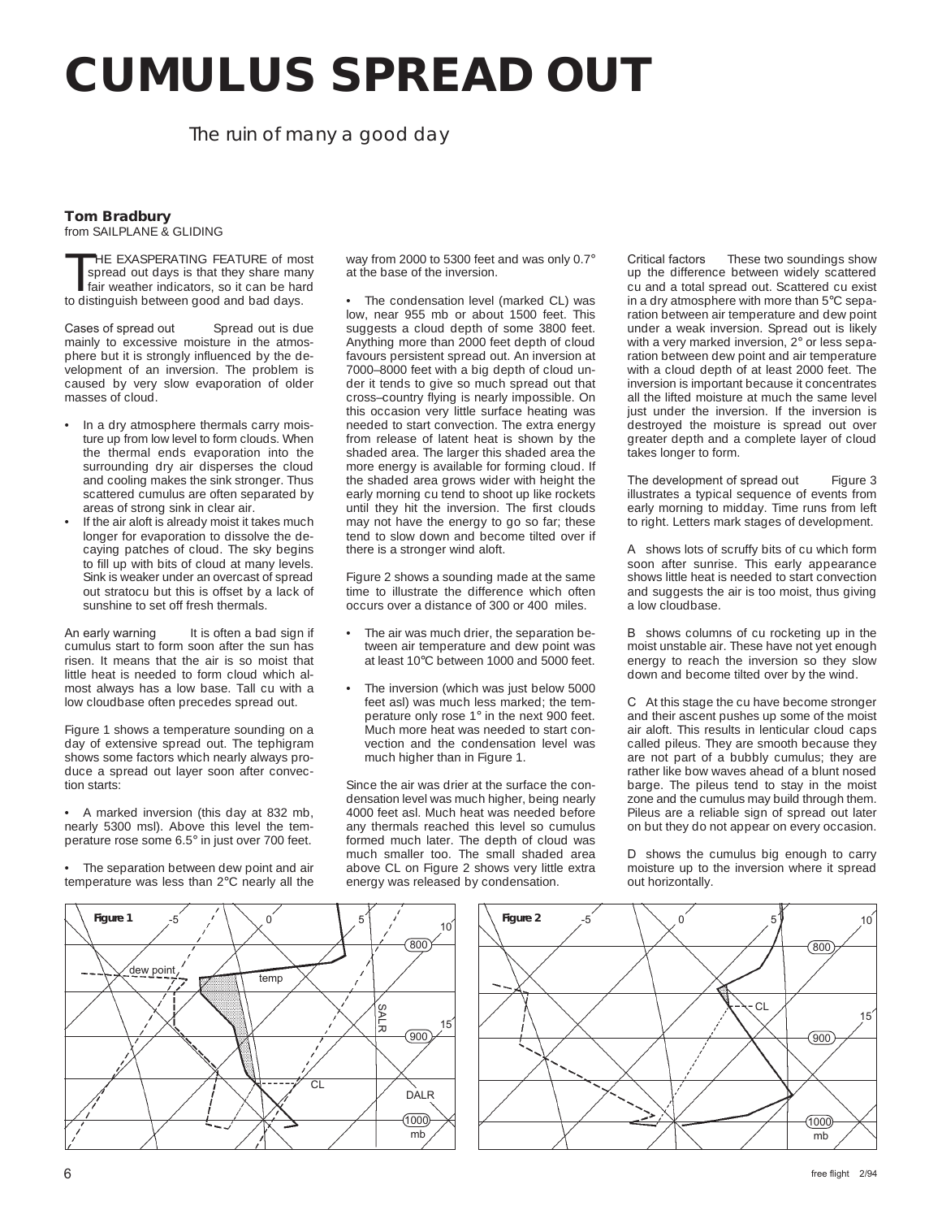# CUMULUS SPREAD OUT

*The ruin of many a good day*

**Tom Bradbury**
from SAILPLANE & GLIDING

THE EXASPERATING FEATURE of most spread out days is that they share many fair weather indicators, so it can be hard to distinguish between good and bad days.

**Cases of spread out** Spread out is due mainly to excessive moisture in the atmosphere but it is strongly influenced by the development of an inversion. The problem is caused by very slow evaporation of older masses of cloud.

- In a dry atmosphere thermals carry moisture up from low level to form clouds. When the thermal ends evaporation into the surrounding dry air disperses the cloud and cooling makes the sink stronger. Thus scattered cumulus are often separated by areas of strong sink in clear air.
- If the air aloft is already moist it takes much longer for evaporation to dissolve the decaying patches of cloud. The sky begins to fill up with bits of cloud at many levels. Sink is weaker under an overcast of spread out stratocu but this is offset by a lack of sunshine to set off fresh thermals.

**An early warning** It is often a bad sign if cumulus start to form soon after the sun has risen. It means that the air is so moist that little heat is needed to form cloud which almost always has a low base. Tall cu with a low cloudbase often precedes spread out.

Figure 1 shows a temperature sounding on a day of extensive spread out. The tephigram shows some factors which nearly always produce a spread out layer soon after convection starts:

- A marked inversion (this day at 832 mb, nearly 5300 msl). Above this level the temperature rose some 6.5° in just over 700 feet.
- The separation between dew point and air temperature was less than 2°C nearly all the way from 2000 to 5300 feet and was only 0.7° at the base of the inversion.
- The condensation level (marked CL) was low, near 955 mb or about 1500 feet. This suggests a cloud depth of some 3800 feet. Anything more than 2000 feet depth of cloud favours persistent spread out. An inversion at 7000–8000 feet with a big depth of cloud under it tends to give so much spread out that cross–country flying is nearly impossible. On this occasion very little surface heating was needed to start convection. The extra energy from release of latent heat is shown by the shaded area. The larger this shaded area the more energy is available for forming cloud. If the shaded area grows wider with height the early morning cu tend to shoot up like rockets until they hit the inversion. The first clouds may not have the energy to go so far; these tend to slow down and become tilted over if there is a stronger wind aloft.

Figure 2 shows a sounding made at the same time to illustrate the difference which often occurs over a distance of 300 or 400 miles.

- The air was much drier, the separation between air temperature and dew point was at least 10°C between 1000 and 5000 feet.
- The inversion (which was just below 5000 feet asl) was much less marked; the temperature only rose 1° in the next 900 feet. Much more heat was needed to start convection and the condensation level was much higher than in Figure 1.

Since the air was drier at the surface the condensation level was much higher, being nearly 4000 feet asl. Much heat was needed before any thermals reached this level so cumulus formed much later. The depth of cloud was much smaller too. The small shaded area above CL on Figure 2 shows very little extra energy was released by condensation.

**Critical factors** These two soundings show up the difference between widely scattered cu and a total spread out. Scattered cu exist in a dry atmosphere with more than 5°C separation between air temperature and dew point under a weak inversion. Spread out is likely with a very marked inversion, 2° or less separation between dew point and air temperature with a cloud depth of at least 2000 feet. The inversion is important because it concentrates all the lifted moisture at much the same level just under the inversion. If the inversion is destroyed the moisture is spread out over greater depth and a complete layer of cloud takes longer to form.

**The development of spread out** Figure 3 illustrates a typical sequence of events from early morning to midday. Time runs from left to right. Letters mark stages of development.

A shows lots of scruffy bits of cu which form soon after sunrise. This early appearance shows little heat is needed to start convection and suggests the air is too moist, thus giving a low cloudbase.

B shows columns of cu rocketing up in the moist unstable air. These have not yet enough energy to reach the inversion so they slow down and become tilted over by the wind.

C At this stage the cu have become stronger and their ascent pushes up some of the moist air aloft. This results in lenticular cloud caps called pileus. They are smooth because they are not part of a bubbly cumulus; they are rather like bow waves ahead of a blunt nosed barge. The pileus tend to stay in the moist zone and the cumulus may build through them. Pileus are a reliable sign of spread out later on but they do not appear on every occasion.

D shows the cumulus big enough to carry moisture up to the inversion where it spread out horizontally.

**Figure 1**

**Figure 2**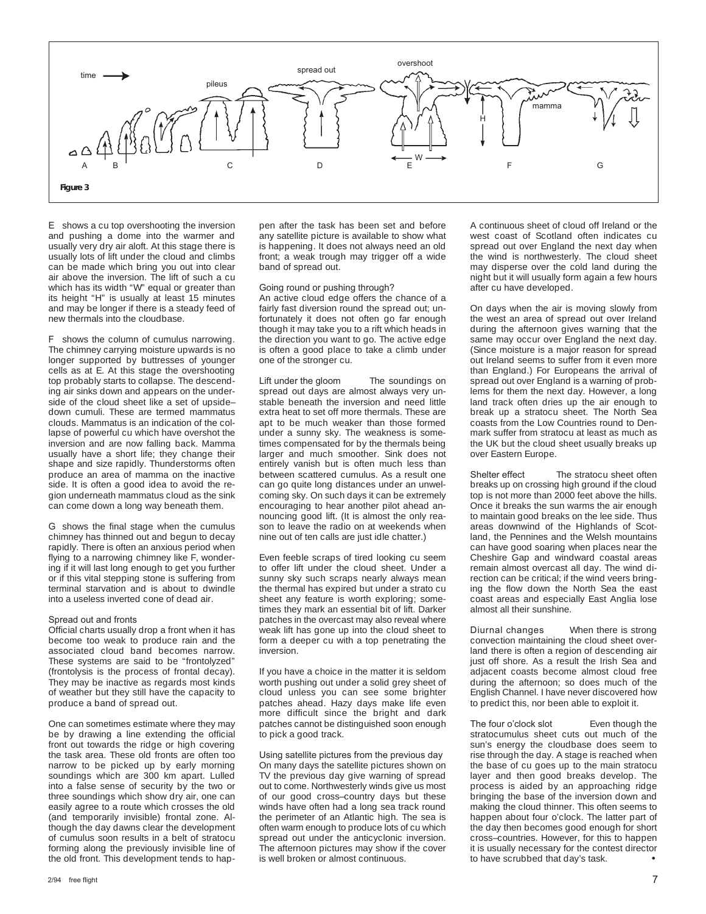**Figure 3**

E shows a cu top overshooting the inversion and pushing a dome into the warmer and usually very dry air aloft. At this stage there is usually lots of lift under the cloud and climbs can be made which bring you out into clear air above the inversion. The lift of such a cu which has its width "W" equal or greater than its height "H" is usually at least 15 minutes and may be longer if there is a steady feed of new thermals into the cloudbase.

F shows the column of cumulus narrowing. The chimney carrying moisture upwards is no longer supported by buttresses of younger cells as at E. At this stage the overshooting top probably starts to collapse. The descending air sinks down and appears on the underside of the cloud sheet like a set of upside–down cumuli. These are termed mammatus clouds. Mammatus is an indication of the collapse of powerful cu which have overshot the inversion and are now falling back. Mamma usually have a short life; they change their shape and size rapidly. Thunderstorms often produce an area of mamma on the inactive side. It is often a good idea to avoid the region underneath mammatus cloud as the sink can come down a long way beneath them.

G shows the final stage when the cumulus chimney has thinned out and begun to decay rapidly. There is often an anxious period when flying to a narrowing chimney like F, wondering if it will last long enough to get you further or if this vital stepping stone is suffering from terminal starvation and is about to dwindle into a useless inverted cone of dead air.

### Spread out and fronts

Official charts usually drop a front when it has become too weak to produce rain and the associated cloud band becomes narrow. These systems are said to be "frontolyzed" (frontolysis is the process of frontal decay). They may be inactive as regards most kinds of weather but they still have the capacity to produce a band of spread out.

One can sometimes estimate where they may be by drawing a line extending the official front out towards the ridge or high covering the task area. These old fronts are often too narrow to be picked up by early morning soundings which are 300 km apart. Lulled into a false sense of security by the two or three soundings which show dry air, one can easily agree to a route which crosses the old (and temporarily invisible) frontal zone. Although the day dawns clear the development of cumulus soon results in a belt of stratocu forming along the previously invisible line of the old front. This development tends to happen after the task has been set and before any satellite picture is available to show what is happening. It does not always need an old front; a weak trough may trigger off a wide band of spread out.

### Going round or pushing through?

An active cloud edge offers the chance of a fairly fast diversion round the spread out; unfortunately it does not often go far enough though it may take you to a rift which heads in the direction you want to go. The active edge is often a good place to take a climb under one of the stronger cu.

**Lift under the gloom** The soundings on spread out days are almost always very unstable beneath the inversion and need little extra heat to set off more thermals. These are apt to be much weaker than those formed under a sunny sky. The weakness is sometimes compensated for by the thermals being larger and much smoother. Sink does not entirely vanish but is often much less than between scattered cumulus. As a result one can go quite long distances under an unwelcoming sky. On such days it can be extremely encouraging to hear another pilot ahead announcing good lift. (It is almost the only reason to leave the radio on at weekends when nine out of ten calls are just idle chatter.)

Even feeble scraps of tired looking cu seem to offer lift under the cloud sheet. Under a sunny sky such scraps nearly always mean the thermal has expired but under a strato cu sheet any feature is worth exploring; sometimes they mark an essential bit of lift. Darker patches in the overcast may also reveal where weak lift has gone up into the cloud sheet to form a deeper cu with a top penetrating the inversion.

If you have a choice in the matter it is seldom worth pushing out under a solid grey sheet of cloud unless you can see some brighter patches ahead. Hazy days make life even more difficult since the bright and dark patches cannot be distinguished soon enough to pick a good track.

### Using satellite pictures from the previous day

On many days the satellite pictures shown on TV the previous day give warning of spread out to come. Northwesterly winds give us most of our good cross–country days but these winds have often had a long sea track round the perimeter of an Atlantic high. The sea is often warm enough to produce lots of cu which spread out under the anticyclonic inversion. The afternoon pictures may show if the cover is well broken or almost continuous.

A continuous sheet of cloud off Ireland or the west coast of Scotland often indicates cu spread out over England the next day when the wind is northwesterly. The cloud sheet may disperse over the cold land during the night but it will usually form again a few hours after cu have developed.

On days when the air is moving slowly from the west an area of spread out over Ireland during the afternoon gives warning that the same may occur over England the next day. (Since moisture is a major reason for spread out Ireland seems to suffer from it even more than England.) For Europeans the arrival of spread out over England is a warning of problems for them the next day. However, a long land track often dries up the air enough to break up a stratocu sheet. The North Sea coasts from the Low Countries round to Denmark suffer from stratocu at least as much as the UK but the cloud sheet usually breaks up over Eastern Europe.

**Shelter effect** The stratocu sheet often breaks up on crossing high ground if the cloud top is not more than 2000 feet above the hills. Once it breaks the sun warms the air enough to maintain good breaks on the lee side. Thus areas downwind of the Highlands of Scotland, the Pennines and the Welsh mountains can have good soaring when places near the Cheshire Gap and windward coastal areas remain almost overcast all day. The wind direction can be critical; if the wind veers bringing the flow down the North Sea the east coast areas and especially East Anglia lose almost all their sunshine.

**Diurnal changes** When there is strong convection maintaining the cloud sheet overland there is often a region of descending air just off shore. As a result the Irish Sea and adjacent coasts become almost cloud free during the afternoon; so does much of the English Channel. I have never discovered how to predict this, nor been able to exploit it.

**The four o'clock slot** Even though the stratocumulus sheet cuts out much of the sun's energy the cloudbase does seem to rise through the day. A stage is reached when the base of cu goes up to the main stratocu layer and then good breaks develop. The process is aided by an approaching ridge bringing the base of the inversion down and making the cloud thinner. This often seems to happen about four o'clock. The latter part of the day then becomes good enough for short cross–countries. However, for this to happen it is usually necessary for the contest director to have scrubbed that day's task. •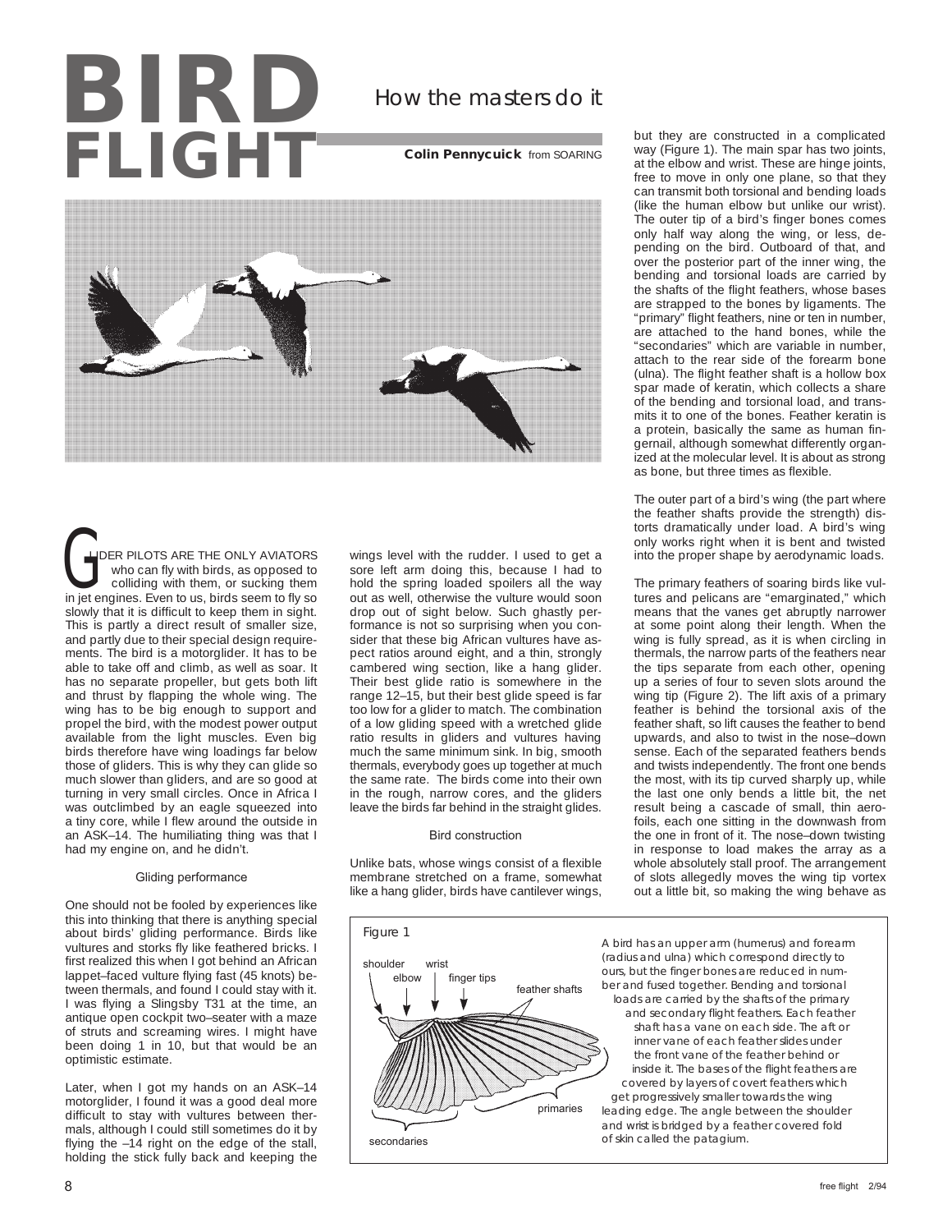# BIRD FLIGHT

## How the masters do it

**Colin Pennycuick** from SOARING

GLIDER PILOTS ARE THE ONLY AVIATORS who can fly with birds, as opposed to colliding with them, or sucking them in jet engines. Even to us, birds seem to fly so slowly that it is difficult to keep them in sight. This is partly a direct result of smaller size, and partly due to their special design requirements. The bird is a motorglider. It has to be able to take off and climb, as well as soar. It has no separate propeller, but gets both lift and thrust by flapping the whole wing. The wing has to be big enough to support and propel the bird, with the modest power output available from the light muscles. Even big birds therefore have wing loadings far below those of gliders. This is why they can glide so much slower than gliders, and are so good at turning in very small circles. Once in Africa I was outclimbed by an eagle squeezed into a tiny core, while I flew around the outside in an ASK–14. The humiliating thing was that I had my engine on, and he didn't.

### Gliding performance

One should not be fooled by experiences like this into thinking that there is anything special about birds' gliding performance. Birds like vultures and storks fly like feathered bricks. I first realized this when I got behind an African lappet–faced vulture flying fast (45 knots) between thermals, and found I could stay with it. I was flying a Slingsby T31 at the time, an antique open cockpit two–seater with a maze of struts and screaming wires. I might have been doing 1 in 10, but that would be an optimistic estimate.

Later, when I got my hands on an ASK–14 motorglider, I found it was a good deal more difficult to stay with vultures between thermals, although I could still sometimes do it by flying the –14 right on the edge of the stall, holding the stick fully back and keeping the wings level with the rudder. I used to get a sore left arm doing this, because I had to hold the spring loaded spoilers all the way out as well, otherwise the vulture would soon drop out of sight below. Such ghastly performance is not so surprising when you consider that these big African vultures have aspect ratios around eight, and a thin, strongly cambered wing section, like a hang glider. Their best glide ratio is somewhere in the range 12–15, but their best glide speed is far too low for a glider to match. The combination of a low gliding speed with a wretched glide ratio results in gliders and vultures having much the same minimum sink. In big, smooth thermals, everybody goes up together at much the same rate. The birds come into their own in the rough, narrow cores, and the gliders leave the birds far behind in the straight glides.

### Bird construction

Unlike bats, whose wings consist of a flexible membrane stretched on a frame, somewhat like a hang glider, birds have cantilever wings, but they are constructed in a complicated way (Figure 1). The main spar has two joints, at the elbow and wrist. These are hinge joints, free to move in only one plane, so that they can transmit both torsional and bending loads (like the human elbow but unlike our wrist). The outer tip of a bird's finger bones comes only half way along the wing, or less, depending on the bird. Outboard of that, and over the posterior part of the inner wing, the bending and torsional loads are carried by the shafts of the flight feathers, whose bases are strapped to the bones by ligaments. The "primary" flight feathers, nine or ten in number, are attached to the hand bones, while the "secondaries" which are variable in number, attach to the rear side of the forearm bone (ulna). The flight feather shaft is a hollow box spar made of keratin, which collects a share of the bending and torsional load, and transmits it to one of the bones. Feather keratin is a protein, basically the same as human fingernail, although somewhat differently organized at the molecular level. It is about as strong as bone, but three times as flexible.

The outer part of a bird's wing (the part where the feather shafts provide the strength) distorts dramatically under load. A bird's wing only works right when it is bent and twisted into the proper shape by aerodynamic loads.

The primary feathers of soaring birds like vultures and pelicans are "emarginated," which means that the vanes get abruptly narrower at some point along their length. When the wing is fully spread, as it is when circling in thermals, the narrow parts of the feathers near the tips separate from each other, opening up a series of four to seven slots around the wing tip (Figure 2). The lift axis of a primary feather is behind the torsional axis of the feather shaft, so lift causes the feather to bend upwards, and also to twist in the nose–down sense. Each of the separated feathers bends and twists independently. The front one bends the most, with its tip curved sharply up, while the last one only bends a little bit, the net result being a cascade of small, thin aerofoils, each one sitting in the downwash from the one in front of it. The nose–down twisting in response to load makes the array as a whole absolutely stall proof. The arrangement of slots allegedly moves the wing tip vortex out a little bit, so making the wing behave as

Figure 1

shoulder, elbow, wrist, finger tips, feather shafts, primaries, secondaries

A bird has an upper arm (humerus) and forearm (radius and ulna) which correspond directly to ours, but the finger bones are reduced in number and fused together. Bending and torsional loads are carried by the shafts of the primary and secondary flight feathers. Each feather shaft has a vane on each side. The aft or inner vane of each feather slides under the front vane of the feather behind or inside it. The bases of the flight feathers are covered by layers of covert feathers which get progressively smaller towards the wing leading edge. The angle between the shoulder and wrist is bridged by a feather covered fold of skin called the patagium.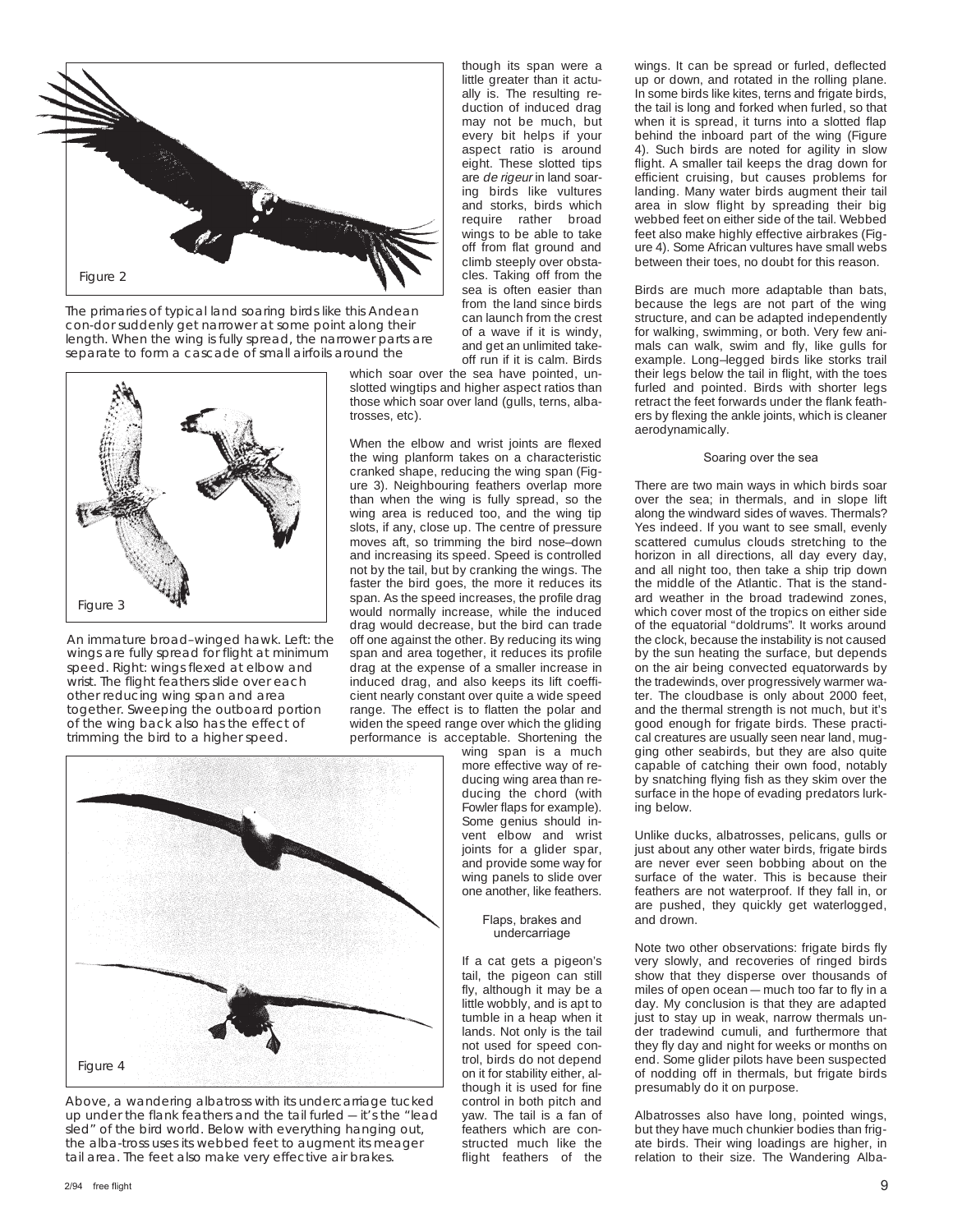The primaries of typical land soaring birds like this Andean con-dor suddenly get narrower at some point along their length. When the wing is fully spread, the narrower parts are separate to form a cascade of small airfoils around the

though its span were a little greater than it actually is. The resulting reduction of induced drag may not be much, but every bit helps if your aspect ratio is around eight. These slotted tips are *de rigeur* in land soaring birds like vultures and storks, birds which require rather broad wings to be able to take off from flat ground and climb steeply over obstacles. Taking off from the sea is often easier than from the land since birds can launch from the crest of a wave if it is windy, and get an unlimited take-off run if it is calm. Birds which soar over the sea have pointed, unslotted wingtips and higher aspect ratios than those which soar over land (gulls, terns, albatrosses, etc).

When the elbow and wrist joints are flexed the wing planform takes on a characteristic cranked shape, reducing the wing span (Figure 3). Neighbouring feathers overlap more than when the wing is fully spread, so the wing area is reduced too, and the wing tip slots, if any, close up. The centre of pressure moves aft, so trimming the bird nose–down and increasing its speed. Speed is controlled not by the tail, but by cranking the wings. The faster the bird goes, the more it reduces its span. As the speed increases, the profile drag would normally increase, while the induced drag would decrease, but the bird can trade off one against the other. By reducing its wing span and area together, it reduces its profile drag at the expense of a smaller increase in induced drag, and also keeps its lift coefficient nearly constant over quite a wide speed range. The effect is to flatten the polar and widen the speed range over which the gliding performance is acceptable. Shortening the wing span is a much more effective way of reducing wing area than reducing the chord (with Fowler flaps for example). Some genius should invent elbow and wrist joints for a glider spar, and provide some way for wing panels to slide over one another, like feathers.

An immature broad–winged hawk. Left: the wings are fully spread for flight at minimum speed. Right: wings flexed at elbow and wrist. The flight feathers slide over each other reducing wing span and area together. Sweeping the outboard portion of the wing back also has the effect of trimming the bird to a higher speed.

Above, a wandering albatross with its undercarriage tucked up under the flank feathers and the tail furled — it's the "lead sled" of the bird world. Below with everything hanging out, the alba-tross uses its webbed feet to augment its meager tail area. The feet also make very effective air brakes.

### Flaps, brakes and undercarriage

If a cat gets a pigeon's tail, the pigeon can still fly, although it may be a little wobbly, and is apt to tumble in a heap when it lands. Not only is the tail not used for speed control, birds do not depend on it for stability either, although it is used for fine control in both pitch and yaw. The tail is a fan of feathers which are constructed much like the flight feathers of the wings. It can be spread or furled, deflected up or down, and rotated in the rolling plane. In some birds like kites, terns and frigate birds, the tail is long and forked when furled, so that when it is spread, it turns into a slotted flap behind the inboard part of the wing (Figure 4). Such birds are noted for agility in slow flight. A smaller tail keeps the drag down for efficient cruising, but causes problems for landing. Many water birds augment their tail area in slow flight by spreading their big webbed feet on either side of the tail. Webbed feet also make highly effective airbrakes (Figure 4). Some African vultures have small webs between their toes, no doubt for this reason.

Birds are much more adaptable than bats, because the legs are not part of the wing structure, and can be adapted independently for walking, swimming, or both. Very few animals can walk, swim and fly, like gulls for example. Long–legged birds like storks trail their legs below the tail in flight, with the toes furled and pointed. Birds with shorter legs retract the feet forwards under the flank feathers by flexing the ankle joints, which is cleaner aerodynamically.

### Soaring over the sea

There are two main ways in which birds soar over the sea; in thermals, and in slope lift along the windward sides of waves. Thermals? Yes indeed. If you want to see small, evenly scattered cumulus clouds stretching to the horizon in all directions, all day every day, and all night too, then take a ship trip down the middle of the Atlantic. That is the standard weather in the broad tradewind zones, which cover most of the tropics on either side of the equatorial "doldrums". It works around the clock, because the instability is not caused by the sun heating the surface, but depends on the air being convected equatorwards by the tradewinds, over progressively warmer water. The cloudbase is only about 2000 feet, and the thermal strength is not much, but it's good enough for frigate birds. These practical creatures are usually seen near land, mugging other seabirds, but they are also quite capable of catching their own food, notably by snatching flying fish as they skim over the surface in the hope of evading predators lurking below.

Unlike ducks, albatrosses, pelicans, gulls or just about any other water birds, frigate birds are never ever seen bobbing about on the surface of the water. This is because their feathers are not waterproof. If they fall in, or are pushed, they quickly get waterlogged, and drown.

Note two other observations: frigate birds fly very slowly, and recoveries of ringed birds show that they disperse over thousands of miles of open ocean — much too far to fly in a day. My conclusion is that they are adapted just to stay up in weak, narrow thermals under tradewind cumuli, and furthermore that they fly day and night for weeks or months on end. Some glider pilots have been suspected of nodding off in thermals, but frigate birds presumably do it on purpose.

Albatrosses also have long, pointed wings, but they have much chunkier bodies than frigate birds. Their wing loadings are higher, in relation to their size. The Wandering Alba-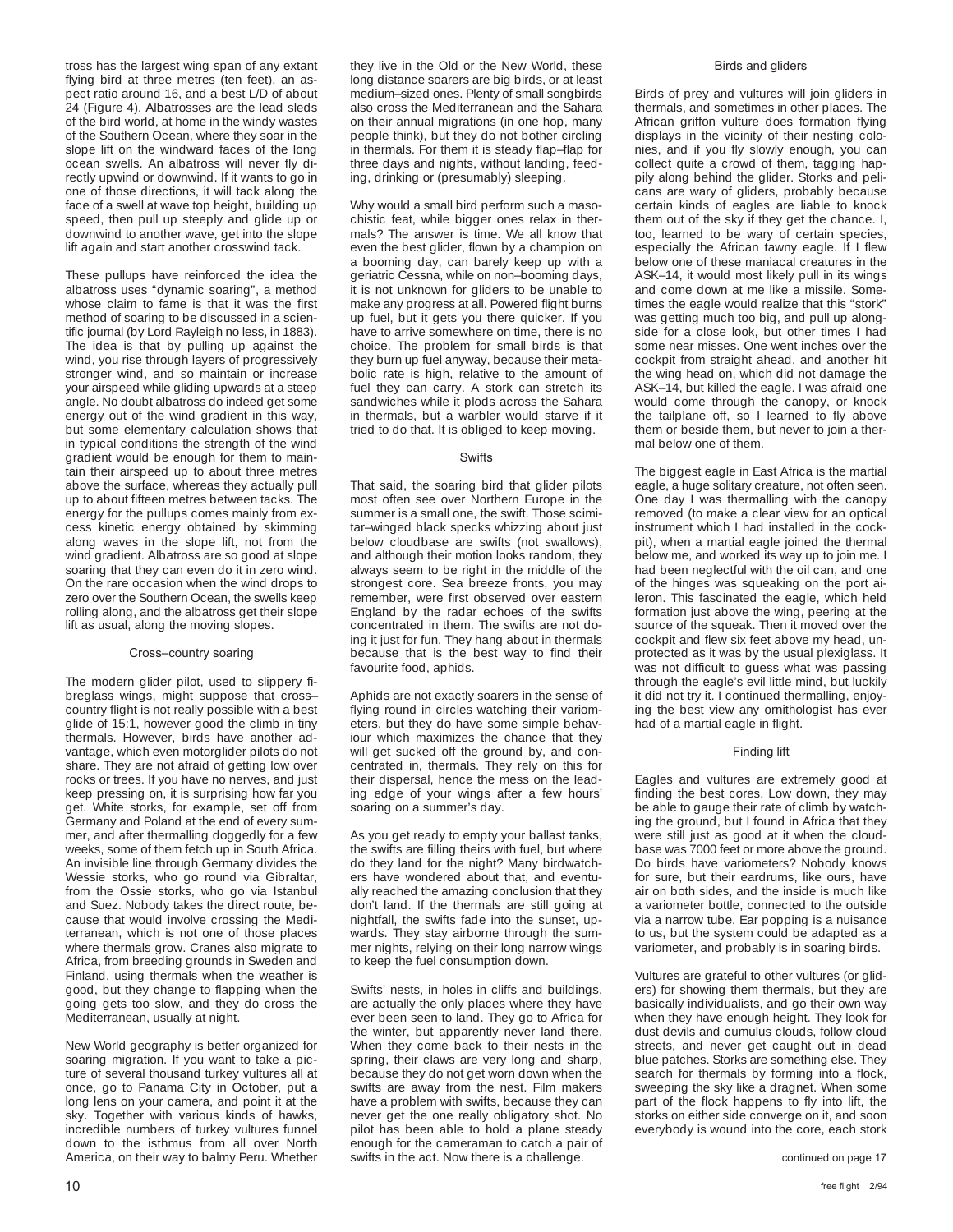tross has the largest wing span of any extant flying bird at three metres (ten feet), an aspect ratio around 16, and a best L/D of about 24 (Figure 4). Albatrosses are the lead sleds of the bird world, at home in the windy wastes of the Southern Ocean, where they soar in the slope lift on the windward faces of the long ocean swells. An albatross will never fly directly upwind or downwind. If it wants to go in one of those directions, it will tack along the face of a swell at wave top height, building up speed, then pull up steeply and glide up or downwind to another wave, get into the slope lift again and start another crosswind tack.

These pullups have reinforced the idea the albatross uses "dynamic soaring", a method whose claim to fame is that it was the first method of soaring to be discussed in a scientific journal (by Lord Rayleigh no less, in 1883). The idea is that by pulling up against the wind, you rise through layers of progressively stronger wind, and so maintain or increase your airspeed while gliding upwards at a steep angle. No doubt albatross do indeed get some energy out of the wind gradient in this way, but some elementary calculation shows that in typical conditions the strength of the wind gradient would be enough for them to maintain their airspeed up to about three metres above the surface, whereas they actually pull up to about fifteen metres between tacks. The energy for the pullups comes mainly from excess kinetic energy obtained by skimming along waves in the slope lift, not from the wind gradient. Albatross are so good at slope soaring that they can even do it in zero wind. On the rare occasion when the wind drops to zero over the Southern Ocean, the swells keep rolling along, and the albatross get their slope lift as usual, along the moving slopes.

### Cross–country soaring

The modern glider pilot, used to slippery fibreglass wings, might suppose that cross–country flight is not really possible with a best glide of 15:1, however good the climb in tiny thermals. However, birds have another advantage, which even motorglider pilots do not share. They are not afraid of getting low over rocks or trees. If you have no nerves, and just keep pressing on, it is surprising how far you get. White storks, for example, set off from Germany and Poland at the end of every summer, and after thermalling doggedly for a few weeks, some of them fetch up in South Africa. An invisible line through Germany divides the Wessie storks, who go round via Gibraltar, from the Ossie storks, who go via Istanbul and Suez. Nobody takes the direct route, because that would involve crossing the Mediterranean, which is not one of those places where thermals grow. Cranes also migrate to Africa, from breeding grounds in Sweden and Finland, using thermals when the weather is good, but they change to flapping when the going gets too slow, and they do cross the Mediterranean, usually at night.

New World geography is better organized for soaring migration. If you want to take a picture of several thousand turkey vultures all at once, go to Panama City in October, put a long lens on your camera, and point it at the sky. Together with various kinds of hawks, incredible numbers of turkey vultures funnel down to the isthmus from all over North America, on their way to balmy Peru. Whether they live in the Old or the New World, these long distance soarers are big birds, or at least medium–sized ones. Plenty of small songbirds also cross the Mediterranean and the Sahara on their annual migrations (in one hop, many people think), but they do not bother circling in thermals. For them it is steady flap–flap for three days and nights, without landing, feeding, drinking or (presumably) sleeping.

Why would a small bird perform such a masochistic feat, while bigger ones relax in thermals? The answer is time. We all know that even the best glider, flown by a champion on a booming day, can barely keep up with a geriatric Cessna, while on non–booming days, it is not unknown for gliders to be unable to make any progress at all. Powered flight burns up fuel, but it gets you there quicker. If you have to arrive somewhere on time, there is no choice. The problem for small birds is that they burn up fuel anyway, because their metabolic rate is high, relative to the amount of fuel they can carry. A stork can stretch its sandwiches while it plods across the Sahara in thermals, but a warbler would starve if it tried to do that. It is obliged to keep moving.

### Swifts

That said, the soaring bird that glider pilots most often see over Northern Europe in the summer is a small one, the swift. Those scimitar–winged black specks whizzing about just below cloudbase are swifts (not swallows), and although their motion looks random, they always seem to be right in the middle of the strongest core. Sea breeze fronts, you may remember, were first observed over eastern England by the radar echoes of the swifts concentrated in them. The swifts are not doing it just for fun. They hang about in thermals because that is the best way to find their favourite food, aphids.

Aphids are not exactly soarers in the sense of flying round in circles watching their variometers, but they do have some simple behaviour which maximizes the chance that they will get sucked off the ground by, and concentrated in, thermals. They rely on this for their dispersal, hence the mess on the leading edge of your wings after a few hours' soaring on a summer's day.

As you get ready to empty your ballast tanks, the swifts are filling theirs with fuel, but where do they land for the night? Many birdwatchers have wondered about that, and eventually reached the amazing conclusion that they don't land. If the thermals are still going at nightfall, the swifts fade into the sunset, upwards. They stay airborne through the summer nights, relying on their long narrow wings to keep the fuel consumption down.

Swifts' nests, in holes in cliffs and buildings, are actually the only places where they have ever been seen to land. They go to Africa for the winter, but apparently never land there. When they come back to their nests in the spring, their claws are very long and sharp, because they do not get worn down when the swifts are away from the nest. Film makers have a problem with swifts, because they can never get the one really obligatory shot. No pilot has been able to hold a plane steady enough for the cameraman to catch a pair of swifts in the act. Now there is a challenge.

### Birds and gliders

Birds of prey and vultures will join gliders in thermals, and sometimes in other places. The African griffon vulture does formation flying displays in the vicinity of their nesting colonies, and if you fly slowly enough, you can collect quite a crowd of them, tagging happily along behind the glider. Storks and pelicans are wary of gliders, probably because certain kinds of eagles are liable to knock them out of the sky if they get the chance. I, too, learned to be wary of certain species, especially the African tawny eagle. If I flew below one of these maniacal creatures in the ASK–14, it would most likely pull in its wings and come down at me like a missile. Sometimes the eagle would realize that this "stork" was getting much too big, and pull up alongside for a close look, but other times I had some near misses. One went inches over the cockpit from straight ahead, and another hit the wing head on, which did not damage the ASK–14, but killed the eagle. I was afraid one would come through the canopy, or knock the tailplane off, so I learned to fly above them or beside them, but never to join a thermal below one of them.

The biggest eagle in East Africa is the martial eagle, a huge solitary creature, not often seen. One day I was thermalling with the canopy removed (to make a clear view for an optical instrument which I had installed in the cockpit), when a martial eagle joined the thermal below me, and worked its way up to join me. I had been neglectful with the oil can, and one of the hinges was squeaking on the port aileron. This fascinated the eagle, which held formation just above the wing, peering at the source of the squeak. Then it moved over the cockpit and flew six feet above my head, unprotected as it was by the usual plexiglass. It was not difficult to guess what was passing through the eagle's evil little mind, but luckily it did not try it. I continued thermalling, enjoying the best view any ornithologist has ever had of a martial eagle in flight.

### Finding lift

Eagles and vultures are extremely good at finding the best cores. Low down, they may be able to gauge their rate of climb by watching the ground, but I found in Africa that they were still just as good at it when the cloudbase was 7000 feet or more above the ground. Do birds have variometers? Nobody knows for sure, but their eardrums, like ours, have air on both sides, and the inside is much like a variometer bottle, connected to the outside via a narrow tube. Ear popping is a nuisance to us, but the system could be adapted as a variometer, and probably is in soaring birds.

Vultures are grateful to other vultures (or gliders) for showing them thermals, but they are basically individualists, and go their own way when they have enough height. They look for dust devils and cumulus clouds, follow cloud streets, and never get caught out in dead blue patches. Storks are something else. They search for thermals by forming into a flock, sweeping the sky like a dragnet. When some part of the flock happens to fly into lift, the storks on either side converge on it, and soon everybody is wound into the core, each stork

continued on page 17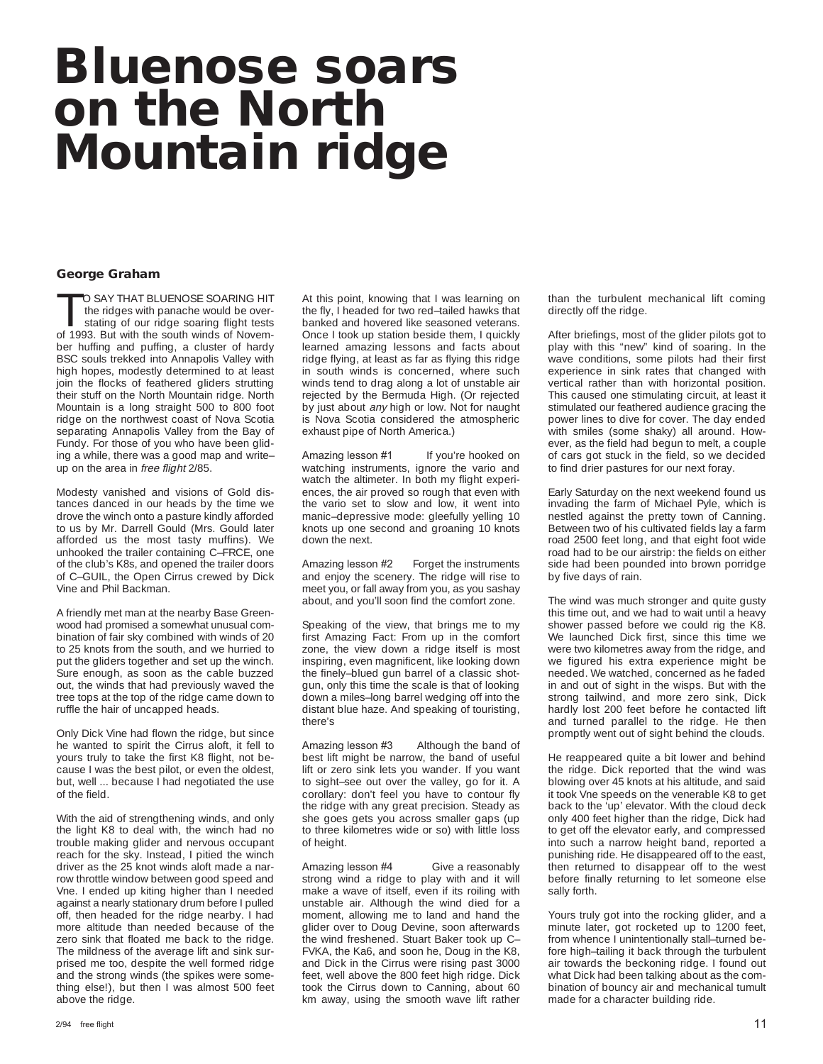# Bluenose soars on the North Mountain ridge

**George Graham**

TO SAY THAT BLUENOSE SOARING HIT the ridges with panache would be overstating of our ridge soaring flight tests of 1993. But with the south winds of November huffing and puffing, a cluster of hardy BSC souls trekked into Annapolis Valley with high hopes, modestly determined to at least join the flocks of feathered gliders strutting their stuff on the North Mountain ridge. North Mountain is a long straight 500 to 800 foot ridge on the northwest coast of Nova Scotia separating Annapolis Valley from the Bay of Fundy. For those of you who have been gliding a while, there was a good map and write–up on the area in *free flight* 2/85.

Modesty vanished and visions of Gold distances danced in our heads by the time we drove the winch onto a pasture kindly afforded to us by Mr. Darrell Gould (Mrs. Gould later afforded us the most tasty muffins). We unhooked the trailer containing C–FRCE, one of the club's K8s, and opened the trailer doors of C–GUIL, the Open Cirrus crewed by Dick Vine and Phil Backman.

A friendly met man at the nearby Base Greenwood had promised a somewhat unusual combination of fair sky combined with winds of 20 to 25 knots from the south, and we hurried to put the gliders together and set up the winch. Sure enough, as soon as the cable buzzed out, the winds that had previously waved the tree tops at the top of the ridge came down to ruffle the hair of uncapped heads.

Only Dick Vine had flown the ridge, but since he wanted to spirit the Cirrus aloft, it fell to yours truly to take the first K8 flight, not because I was the best pilot, or even the oldest, but, well ... because I had negotiated the use of the field.

With the aid of strengthening winds, and only the light K8 to deal with, the winch had no trouble making glider and nervous occupant reach for the sky. Instead, I pitied the winch driver as the 25 knot winds aloft made a narrow throttle window between good speed and Vne. I ended up kiting higher than I needed against a nearly stationary drum before I pulled off, then headed for the ridge nearby. I had more altitude than needed because of the zero sink that floated me back to the ridge. The mildness of the average lift and sink surprised me too, despite the well formed ridge and the strong winds (the spikes were something else!), but then I was almost 500 feet above the ridge.

At this point, knowing that I was learning on the fly, I headed for two red–tailed hawks that banked and hovered like seasoned veterans. Once I took up station beside them, I quickly learned amazing lessons and facts about ridge flying, at least as far as flying this ridge in south winds is concerned, where such winds tend to drag along a lot of unstable air rejected by the Bermuda High. (Or rejected by just about *any* high or low. Not for naught is Nova Scotia considered the atmospheric exhaust pipe of North America.)

Amazing lesson #1 If you're hooked on watching instruments, ignore the vario and watch the altimeter. In both my flight experiences, the air proved so rough that even with the vario set to slow and low, it went into manic–depressive mode: gleefully yelling 10 knots up one second and groaning 10 knots down the next.

Amazing lesson #2 Forget the instruments and enjoy the scenery. The ridge will rise to meet you, or fall away from you, as you sashay about, and you'll soon find the comfort zone.

Speaking of the view, that brings me to my first Amazing Fact: From up in the comfort zone, the view down a ridge itself is most inspiring, even magnificent, like looking down the finely–blued gun barrel of a classic shotgun, only this time the scale is that of looking down a miles–long barrel wedging off into the distant blue haze. And speaking of touristing, there's

Amazing lesson #3 Although the band of best lift might be narrow, the band of useful lift or zero sink lets you wander. If you want to sight–see out over the valley, go for it. A corollary: don't feel you have to contour fly the ridge with any great precision. Steady as she goes gets you across smaller gaps (up to three kilometres wide or so) with little loss of height.

Amazing lesson #4 Give a reasonably strong wind a ridge to play with and it will make a wave of itself, even if its roiling with unstable air. Although the wind died for a moment, allowing me to land and hand the glider over to Doug Devine, soon afterwards the wind freshened. Stuart Baker took up C–FVKA, the Ka6, and soon he, Doug in the K8, and Dick in the Cirrus were rising past 3000 feet, well above the 800 feet high ridge. Dick took the Cirrus down to Canning, about 60 km away, using the smooth wave lift rather than the turbulent mechanical lift coming directly off the ridge.

After briefings, most of the glider pilots got to play with this "new" kind of soaring. In the wave conditions, some pilots had their first experience in sink rates that changed with vertical rather than with horizontal position. This caused one stimulating circuit, at least it stimulated our feathered audience gracing the power lines to dive for cover. The day ended with smiles (some shaky) all around. However, as the field had begun to melt, a couple of cars got stuck in the field, so we decided to find drier pastures for our next foray.

Early Saturday on the next weekend found us invading the farm of Michael Pyle, which is nestled against the pretty town of Canning. Between two of his cultivated fields lay a farm road 2500 feet long, and that eight foot wide road had to be our airstrip: the fields on either side had been pounded into brown porridge by five days of rain.

The wind was much stronger and quite gusty this time out, and we had to wait until a heavy shower passed before we could rig the K8. We launched Dick first, since this time we were two kilometres away from the ridge, and we figured his extra experience might be needed. We watched, concerned as he faded in and out of sight in the wisps. But with the strong tailwind, and more zero sink, Dick hardly lost 200 feet before he contacted lift and turned parallel to the ridge. He then promptly went out of sight behind the clouds.

He reappeared quite a bit lower and behind the ridge. Dick reported that the wind was blowing over 45 knots at his altitude, and said it took Vne speeds on the venerable K8 to get back to the 'up' elevator. With the cloud deck only 400 feet higher than the ridge, Dick had to get off the elevator early, and compressed into such a narrow height band, reported a punishing ride. He disappeared off to the east, then returned to disappear off to the west before finally returning to let someone else sally forth.

Yours truly got into the rocking glider, and a minute later, got rocketed up to 1200 feet, from whence I unintentionally stall–turned before high–tailing it back through the turbulent air towards the beckoning ridge. I found out what Dick had been talking about as the combination of bouncy air and mechanical tumult made for a character building ride.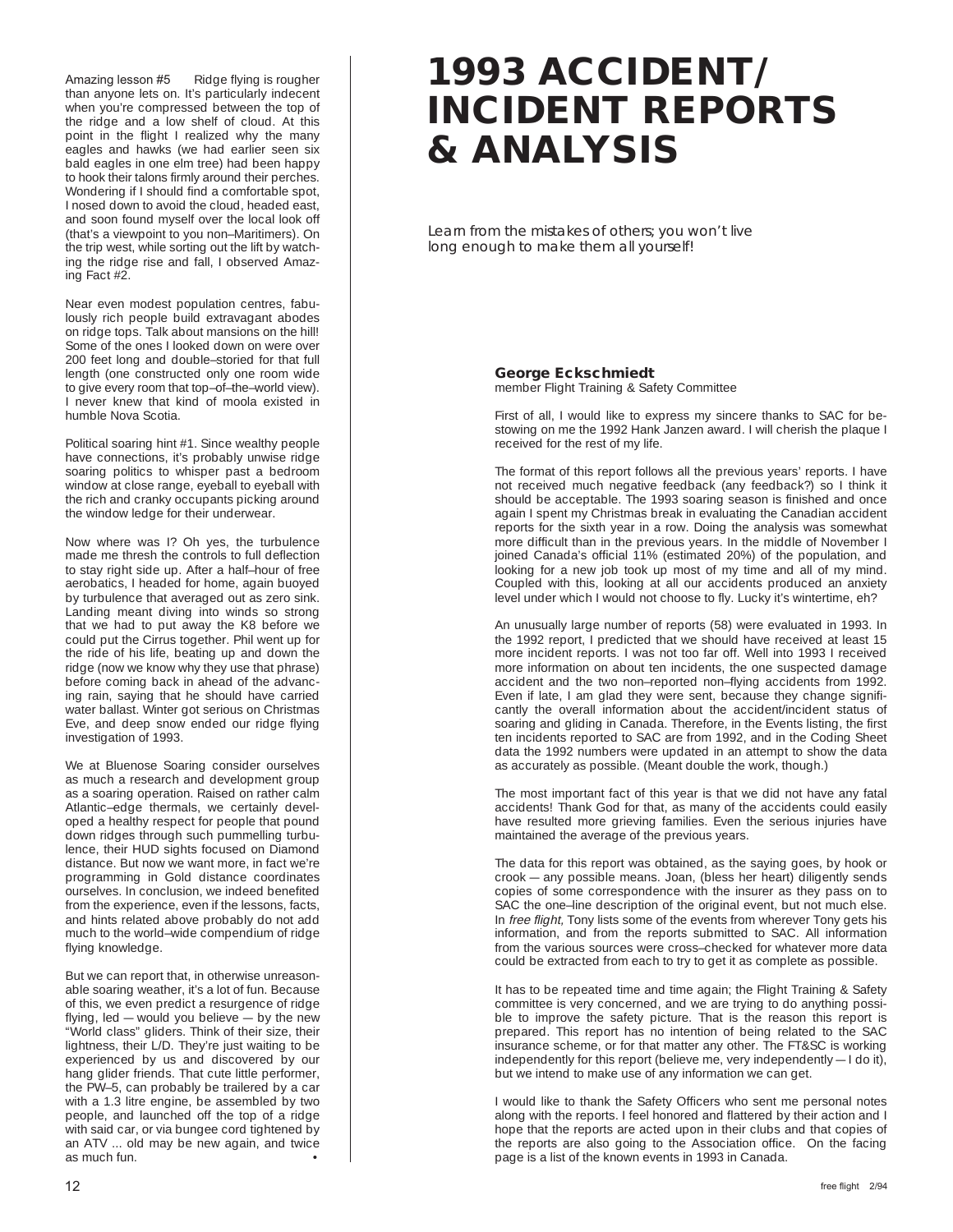Amazing lesson #5 Ridge flying is rougher than anyone lets on. It's particularly indecent when you're compressed between the top of the ridge and a low shelf of cloud. At this point in the flight I realized why the many eagles and hawks (we had earlier seen six bald eagles in one elm tree) had been happy to hook their talons firmly around their perches. Wondering if I should find a comfortable spot, I nosed down to avoid the cloud, headed east, and soon found myself over the local look off (that's a viewpoint to you non–Maritimers). On the trip west, while sorting out the lift by watching the ridge rise and fall, I observed Amazing Fact #2.

Near even modest population centres, fabulously rich people build extravagant abodes on ridge tops. Talk about mansions on the hill! Some of the ones I looked down on were over 200 feet long and double–storied for that full length (one constructed only one room wide to give every room that top–of–the–world view). I never knew that kind of moola existed in humble Nova Scotia.

Political soaring hint #1. Since wealthy people have connections, it's probably unwise ridge soaring politics to whisper past a bedroom window at close range, eyeball to eyeball with the rich and cranky occupants picking around the window ledge for their underwear.

Now where was I? Oh yes, the turbulence made me thresh the controls to full deflection to stay right side up. After a half–hour of free aerobatics, I headed for home, again buoyed by turbulence that averaged out as zero sink. Landing meant diving into winds so strong that we had to put away the K8 before we could put the Cirrus together. Phil went up for the ride of his life, beating up and down the ridge (now we know why they use that phrase) before coming back in ahead of the advancing rain, saying that he should have carried water ballast. Winter got serious on Christmas Eve, and deep snow ended our ridge flying investigation of 1993.

We at Bluenose Soaring consider ourselves as much a research and development group as a soaring operation. Raised on rather calm Atlantic–edge thermals, we certainly developed a healthy respect for people that pound down ridges through such pummelling turbulence, their HUD sights focused on Diamond distance. But now we want more, in fact we're programming in Gold distance coordinates ourselves. In conclusion, we indeed benefited from the experience, even if the lessons, facts, and hints related above probably do not add much to the world–wide compendium of ridge flying knowledge.

But we can report that, in otherwise unreasonable soaring weather, it's a lot of fun. Because of this, we even predict a resurgence of ridge flying, led — would you believe — by the new "World class" gliders. Think of their size, their lightness, their L/D. They're just waiting to be experienced by us and discovered by our hang glider friends. That cute little performer, the PW–5, can probably be trailered by a car with a 1.3 litre engine, be assembled by two people, and launched off the top of a ridge with said car, or via bungee cord tightened by an ATV ... old may be new again, and twice as much fun. •

# 1993 ACCIDENT/ INCIDENT REPORTS & ANALYSIS

*Learn from the mistakes of others; you won't live long enough to make them all yourself!*

**George Eckschmiedt**
member Flight Training & Safety Committee

First of all, I would like to express my sincere thanks to SAC for bestowing on me the 1992 Hank Janzen award. I will cherish the plaque I received for the rest of my life.

The format of this report follows all the previous years' reports. I have not received much negative feedback (any feedback?) so I think it should be acceptable. The 1993 soaring season is finished and once again I spent my Christmas break in evaluating the Canadian accident reports for the sixth year in a row. Doing the analysis was somewhat more difficult than in the previous years. In the middle of November I joined Canada's official 11% (estimated 20%) of the population, and looking for a new job took up most of my time and all of my mind. Coupled with this, looking at all our accidents produced an anxiety level under which I would not choose to fly. Lucky it's wintertime, eh?

An unusually large number of reports (58) were evaluated in 1993. In the 1992 report, I predicted that we should have received at least 15 more incident reports. I was not too far off. Well into 1993 I received more information on about ten incidents, the one suspected damage accident and the two non–reported non–flying accidents from 1992. Even if late, I am glad they were sent, because they change significantly the overall information about the accident/incident status of soaring and gliding in Canada. Therefore, in the Events listing, the first ten incidents reported to SAC are from 1992, and in the Coding Sheet data the 1992 numbers were updated in an attempt to show the data as accurately as possible. (Meant double the work, though.)

The most important fact of this year is that we did not have any fatal accidents! Thank God for that, as many of the accidents could easily have resulted more grieving families. Even the serious injuries have maintained the average of the previous years.

The data for this report was obtained, as the saying goes, by hook or crook — any possible means. Joan, (bless her heart) diligently sends copies of some correspondence with the insurer as they pass on to SAC the one–line description of the original event, but not much else. In *free flight,* Tony lists some of the events from wherever Tony gets his information, and from the reports submitted to SAC. All information from the various sources were cross–checked for whatever more data could be extracted from each to try to get it as complete as possible.

It has to be repeated time and time again; the Flight Training & Safety committee is very concerned, and we are trying to do anything possible to improve the safety picture. That is the reason this report is prepared. This report has no intention of being related to the SAC insurance scheme, or for that matter any other. The FT&SC is working independently for this report (believe me, very independently — I do it), but we intend to make use of any information we can get.

I would like to thank the Safety Officers who sent me personal notes along with the reports. I feel honored and flattered by their action and I hope that the reports are acted upon in their clubs and that copies of the reports are also going to the Association office. On the facing page is a list of the known events in 1993 in Canada.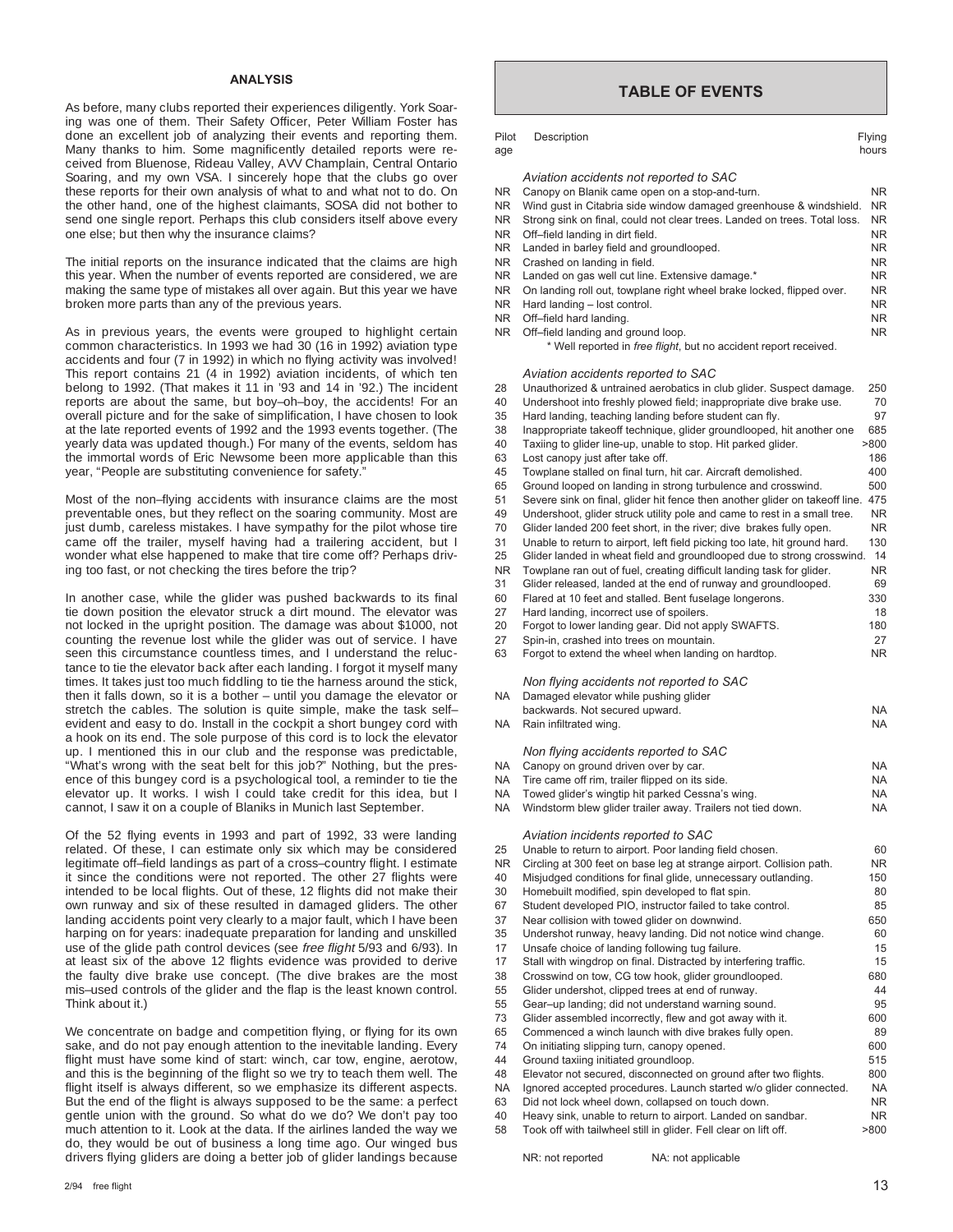### ANALYSIS

As before, many clubs reported their experiences diligently. York Soaring was one of them. Their Safety Officer, Peter William Foster has done an excellent job of analyzing their events and reporting them. Many thanks to him. Some magnificently detailed reports were received from Bluenose, Rideau Valley, AVV Champlain, Central Ontario Soaring, and my own VSA. I sincerely hope that the clubs go over these reports for their own analysis of what to and what not to do. On the other hand, one of the highest claimants, SOSA did not bother to send one single report. Perhaps this club considers itself above every one else; but then why the insurance claims?

The initial reports on the insurance indicated that the claims are high this year. When the number of events reported are considered, we are making the same type of mistakes all over again. But this year we have broken more parts than any of the previous years.

As in previous years, the events were grouped to highlight certain common characteristics. In 1993 we had 30 (16 in 1992) aviation type accidents and four (7 in 1992) in which no flying activity was involved! This report contains 21 (4 in 1992) aviation incidents, of which ten belong to 1992. (That makes it 11 in '93 and 14 in '92.) The incident reports are about the same, but boy–oh–boy, the accidents! For an overall picture and for the sake of simplification, I have chosen to look at the late reported events of 1992 and the 1993 events together. (The yearly data was updated though.) For many of the events, seldom has the immortal words of Eric Newsome been more applicable than this year, "People are substituting convenience for safety."

Most of the non–flying accidents with insurance claims are the most preventable ones, but they reflect on the soaring community. Most are just dumb, careless mistakes. I have sympathy for the pilot whose tire came off the trailer, myself having had a trailering accident, but I wonder what else happened to make that tire come off? Perhaps driving too fast, or not checking the tires before the trip?

In another case, while the glider was pushed backwards to its final tie down position the elevator struck a dirt mound. The elevator was not locked in the upright position. The damage was about $1000, not counting the revenue lost while the glider was out of service. I have seen this circumstance countless times, and I understand the reluctance to tie the elevator back after each landing. I forgot it myself many times. It takes just too much fiddling to tie the harness around the stick, then it falls down, so it is a bother – until you damage the elevator or stretch the cables. The solution is quite simple, make the task self–evident and easy to do. Install in the cockpit a short bungey cord with a hook on its end. The sole purpose of this cord is to lock the elevator up. I mentioned this in our club and the response was predictable, "What's wrong with the seat belt for this job?" Nothing, but the presence of this bungey cord is a psychological tool, a reminder to tie the elevator up. It works. I wish I could take credit for this idea, but I cannot, I saw it on a couple of Blaniks in Munich last September.

Of the 52 flying events in 1993 and part of 1992, 33 were landing related. Of these, I can estimate only six which may be considered legitimate off–field landings as part of a cross–country flight. I estimate it since the conditions were not reported. The other 27 flights were intended to be local flights. Out of these, 12 flights did not make their own runway and six of these resulted in damaged gliders. The other landing accidents point very clearly to a major fault, which I have been harping on for years: inadequate preparation for landing and unskilled use of the glide path control devices (see *free flight* 5/93 and 6/93). In at least six of the above 12 flights evidence was provided to derive the faulty dive brake use concept. (The dive brakes are the most mis–used controls of the glider and the flap is the least known control. Think about it.)

We concentrate on badge and competition flying, or flying for its own sake, and do not pay enough attention to the inevitable landing. Every flight must have some kind of start: winch, car tow, engine, aerotow, and this is the beginning of the flight so we try to teach them well. The flight itself is always different, so we emphasize its different aspects. But the end of the flight is always supposed to be the same: a perfect gentle union with the ground. So what do we do? We don't pay too much attention to it. Look at the data. If the airlines landed the way we do, they would be out of business a long time ago. Our winged bus drivers flying gliders are doing a better job of glider landings because

## TABLE OF EVENTS

| Pilot age | Description | Flying hours |
|---|---|---|
| | *Aviation accidents not reported to SAC* | |
| NR | Canopy on Blanik came open on a stop-and-turn. | NR |
| NR | Wind gust in Citabria side window damaged greenhouse & windshield. | NR |
| NR | Strong sink on final, could not clear trees. Landed on trees. Total loss. | NR |
| NR | Off–field landing in dirt field. | NR |
| NR | Landed in barley field and groundlooped. | NR |
| NR | Crashed on landing in field. | NR |
| NR | Landed on gas well cut line. Extensive damage.* | NR |
| NR | On landing roll out, towplane right wheel brake locked, flipped over. | NR |
| NR | Hard landing – lost control. | NR |
| NR | Off–field hard landing. | NR |
| NR | Off–field landing and ground loop. | NR |
| | * Well reported in *free flight*, but no accident report received. | |
| | *Aviation accidents reported to SAC* | |
| 28 | Unauthorized & untrained aerobatics in club glider. Suspect damage. | 250 |
| 40 | Undershoot into freshly plowed field; inappropriate dive brake use. | 70 |
| 35 | Hard landing, teaching landing before student can fly. | 97 |
| 38 | Inappropriate takeoff technique, glider groundlooped, hit another one | 685 |
| 40 | Taxiing to glider line-up, unable to stop. Hit parked glider. | >800 |
| 63 | Lost canopy just after take off. | 186 |
| 45 | Towplane stalled on final turn, hit car. Aircraft demolished. | 400 |
| 65 | Ground looped on landing in strong turbulence and crosswind. | 500 |
| 51 | Severe sink on final, glider hit fence then another glider on takeoff line. | 475 |
| 49 | Undershoot, glider struck utility pole and came to rest in a small tree. | NR |
| 70 | Glider landed 200 feet short, in the river; dive brakes fully open. | NR |
| 31 | Unable to return to airport, left field picking too late, hit ground hard. | 130 |
| 25 | Glider landed in wheat field and groundlooped due to strong crosswind. | 14 |
| NR | Towplane ran out of fuel, creating difficult landing task for glider. | NR |
| 31 | Glider released, landed at the end of runway and groundlooped. | 69 |
| 60 | Flared at 10 feet and stalled. Bent fuselage longerons. | 330 |
| 27 | Hard landing, incorrect use of spoilers. | 18 |
| 20 | Forgot to lower landing gear. Did not apply SWAFTS. | 180 |
| 27 | Spin-in, crashed into trees on mountain. | 27 |
| 63 | Forgot to extend the wheel when landing on hardtop. | NR |
| | *Non flying accidents not reported to SAC* | |
| NA | Damaged elevator while pushing glider backwards. Not secured upward. | NA |
| NA | Rain infiltrated wing. | NA |
| | *Non flying accidents reported to SAC* | |
| NA | Canopy on ground driven over by car. | NA |
| NA | Tire came off rim, trailer flipped on its side. | NA |
| NA | Towed glider's wingtip hit parked Cessna's wing. | NA |
| NA | Windstorm blew glider trailer away. Trailers not tied down. | NA |
| | *Aviation incidents reported to SAC* | |
| 25 | Unable to return to airport. Poor landing field chosen. | 60 |
| NR | Circling at 300 feet on base leg at strange airport. Collision path. | NR |
| 40 | Misjudged conditions for final glide, unnecessary outlanding. | 150 |
| 30 | Homebuilt modified, spin developed to flat spin. | 80 |
| 67 | Student developed PIO, instructor failed to take control. | 85 |
| 37 | Near collision with towed glider on downwind. | 650 |
| 35 | Undershot runway, heavy landing. Did not notice wind change. | 60 |
| 17 | Unsafe choice of landing following tug failure. | 15 |
| 17 | Stall with wingdrop on final. Distracted by interfering traffic. | 15 |
| 38 | Crosswind on tow, CG tow hook, glider groundlooped. | 680 |
| 55 | Glider undershot, clipped trees at end of runway. | 44 |
| 55 | Gear–up landing; did not understand warning sound. | 95 |
| 73 | Glider assembled incorrectly, flew and got away with it. | 600 |
| 65 | Commenced a winch launch with dive brakes fully open. | 89 |
| 74 | On initiating slipping turn, canopy opened. | 600 |
| 44 | Ground taxiing initiated groundloop. | 515 |
| 48 | Elevator not secured, disconnected on ground after two flights. | 800 |
| NA | Ignored accepted procedures. Launch started w/o glider connected. | NA |
| 63 | Did not lock wheel down, collapsed on touch down. | NR |
| 40 | Heavy sink, unable to return to airport. Landed on sandbar. | NR |
| 58 | Took off with tailwheel still in glider. Fell clear on lift off. | >800 |

NR: not reported NA: not applicable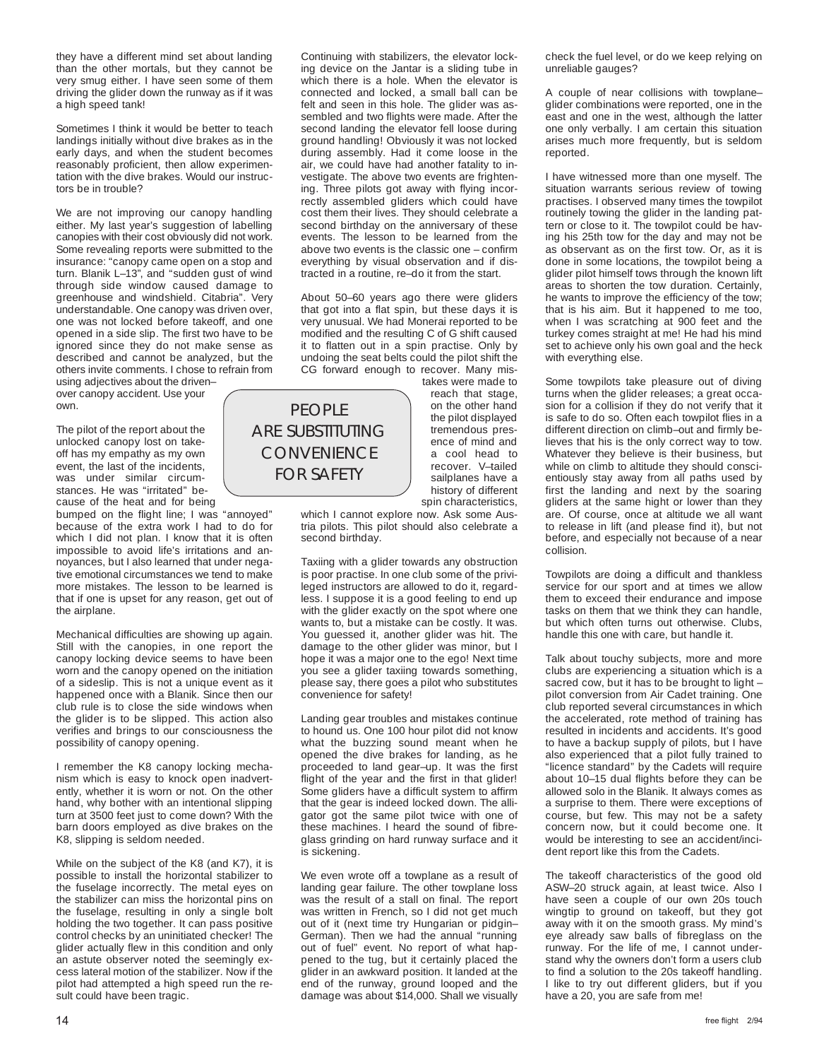they have a different mind set about landing than the other mortals, but they cannot be very smug either. I have seen some of them driving the glider down the runway as if it was a high speed tank!

Sometimes I think it would be better to teach landings initially without dive brakes as in the early days, and when the student becomes reasonably proficient, then allow experimentation with the dive brakes. Would our instructors be in trouble?

We are not improving our canopy handling either. My last year's suggestion of labelling canopies with their cost obviously did not work. Some revealing reports were submitted to the insurance: "canopy came open on a stop and turn. Blanik L–13", and "sudden gust of wind through side window caused damage to greenhouse and windshield. Citabria". Very understandable. One canopy was driven over, one was not locked before takeoff, and one opened in a side slip. The first two have to be ignored since they do not make sense as described and cannot be analyzed, but the others invite comments. I chose to refrain from using adjectives about the driven–over canopy accident. Use your own.

The pilot of the report about the unlocked canopy lost on takeoff has my empathy as my own event, the last of the incidents, was under similar circumstances. He was "irritated" because of the heat and for being bumped on the flight line; I was "annoyed" because of the extra work I had to do for which I did not plan. I know that it is often impossible to avoid life's irritations and annoyances, but I also learned that under negative emotional circumstances we tend to make more mistakes. The lesson to be learned is that if one is upset for any reason, get out of the airplane.

Mechanical difficulties are showing up again. Still with the canopies, in one report the canopy locking device seems to have been worn and the canopy opened on the initiation of a sideslip. This is not a unique event as it happened once with a Blanik. Since then our club rule is to close the side windows when the glider is to be slipped. This action also verifies and brings to our consciousness the possibility of canopy opening.

I remember the K8 canopy locking mechanism which is easy to knock open inadvertently, whether it is worn or not. On the other hand, why bother with an intentional slipping turn at 3500 feet just to come down? With the barn doors employed as dive brakes on the K8, slipping is seldom needed.

While on the subject of the K8 (and K7), it is possible to install the horizontal stabilizer to the fuselage incorrectly. The metal eyes on the stabilizer can miss the horizontal pins on the fuselage, resulting in only a single bolt holding the two together. It can pass positive control checks by an uninitiated checker! The glider actually flew in this condition and only an astute observer noted the seemingly excess lateral motion of the stabilizer. Now if the pilot had attempted a high speed run the result could have been tragic.

Continuing with stabilizers, the elevator locking device on the Jantar is a sliding tube in which there is a hole. When the elevator is connected and locked, a small ball can be felt and seen in this hole. The glider was assembled and two flights were made. After the second landing the elevator fell loose during ground handling! Obviously it was not locked during assembly. Had it come loose in the air, we could have had another fatality to investigate. The above two events are frightening. Three pilots got away with flying incorrectly assembled gliders which could have cost them their lives. They should celebrate a second birthday on the anniversary of these events. The lesson to be learned from the above two events is the classic one – confirm everything by visual observation and if distracted in a routine, re–do it from the start.

About 50–60 years ago there were gliders that got into a flat spin, but these days it is very unusual. We had Monerai reported to be modified and the resulting C of G shift caused it to flatten out in a spin practise. Only by undoing the seat belts could the pilot shift the CG forward enough to recover. Many mistakes were made to reach that stage, on the other hand the pilot displayed tremendous presence of mind and a cool head to recover. V–tailed sailplanes have a history of different spin characteristics, which I cannot explore now. Ask some Austria pilots. This pilot should also celebrate a second birthday.

> PEOPLE ARE SUBSTITUTING CONVENIENCE FOR SAFETY

Taxiing with a glider towards any obstruction is poor practise. In one club some of the privileged instructors are allowed to do it, regardless. I suppose it is a good feeling to end up with the glider exactly on the spot where one wants to, but a mistake can be costly. It was. You guessed it, another glider was hit. The damage to the other glider was minor, but I hope it was a major one to the ego! Next time you see a glider taxiing towards something, please say, there goes a pilot who substitutes convenience for safety!

Landing gear troubles and mistakes continue to hound us. One 100 hour pilot did not know what the buzzing sound meant when he opened the dive brakes for landing, as he proceeded to land gear–up. It was the first flight of the year and the first in that glider! Some gliders have a difficult system to affirm that the gear is indeed locked down. The alligator got the same pilot twice with one of these machines. I heard the sound of fibreglass grinding on hard runway surface and it is sickening.

We even wrote off a towplane as a result of landing gear failure. The other towplane loss was the result of a stall on final. The report was written in French, so I did not get much out of it (next time try Hungarian or pidgin–German). Then we had the annual "running out of fuel" event. No report of what happened to the tug, but it certainly placed the glider in an awkward position. It landed at the end of the runway, ground looped and the damage was about $14,000. Shall we visually check the fuel level, or do we keep relying on unreliable gauges?

A couple of near collisions with towplane–glider combinations were reported, one in the east and one in the west, although the latter one only verbally. I am certain this situation arises much more frequently, but is seldom reported.

I have witnessed more than one myself. The situation warrants serious review of towing practises. I observed many times the towpilot routinely towing the glider in the landing pattern or close to it. The towpilot could be having his 25th tow for the day and may not be as observant as on the first tow. Or, as it is done in some locations, the towpilot being a glider pilot himself tows through the known lift areas to shorten the tow duration. Certainly, he wants to improve the efficiency of the tow; that is his aim. But it happened to me too, when I was scratching at 900 feet and the turkey comes straight at me! He had his mind set to achieve only his own goal and the heck with everything else.

Some towpilots take pleasure out of diving turns when the glider releases; a great occasion for a collision if they do not verify that it is safe to do so. Often each towpilot flies in a different direction on climb–out and firmly believes that his is the only correct way to tow. Whatever they believe is their business, but while on climb to altitude they should conscientiously stay away from all paths used by first the landing and next by the soaring gliders at the same hight or lower than they are. Of course, once at altitude we all want to release in lift (and please find it), but not before, and especially not because of a near collision.

Towpilots are doing a difficult and thankless service for our sport and at times we allow them to exceed their endurance and impose tasks on them that we think they can handle, but which often turns out otherwise. Clubs, handle this one with care, but handle it.

Talk about touchy subjects, more and more clubs are experiencing a situation which is a sacred cow, but it has to be brought to light – pilot conversion from Air Cadet training. One club reported several circumstances in which the accelerated, rote method of training has resulted in incidents and accidents. It's good to have a backup supply of pilots, but I have also experienced that a pilot fully trained to "licence standard" by the Cadets will require about 10–15 dual flights before they can be allowed solo in the Blanik. It always comes as a surprise to them. There were exceptions of course, but few. This may not be a safety concern now, but it could become one. It would be interesting to see an accident/incident report like this from the Cadets.

The takeoff characteristics of the good old ASW–20 struck again, at least twice. Also I have seen a couple of our own 20s touch wingtip to ground on takeoff, but they got away with it on the smooth grass. My mind's eye already saw balls of fibreglass on the runway. For the life of me, I cannot understand why the owners don't form a users club to find a solution to the 20s takeoff handling. I like to try out different gliders, but if you have a 20, you are safe from me!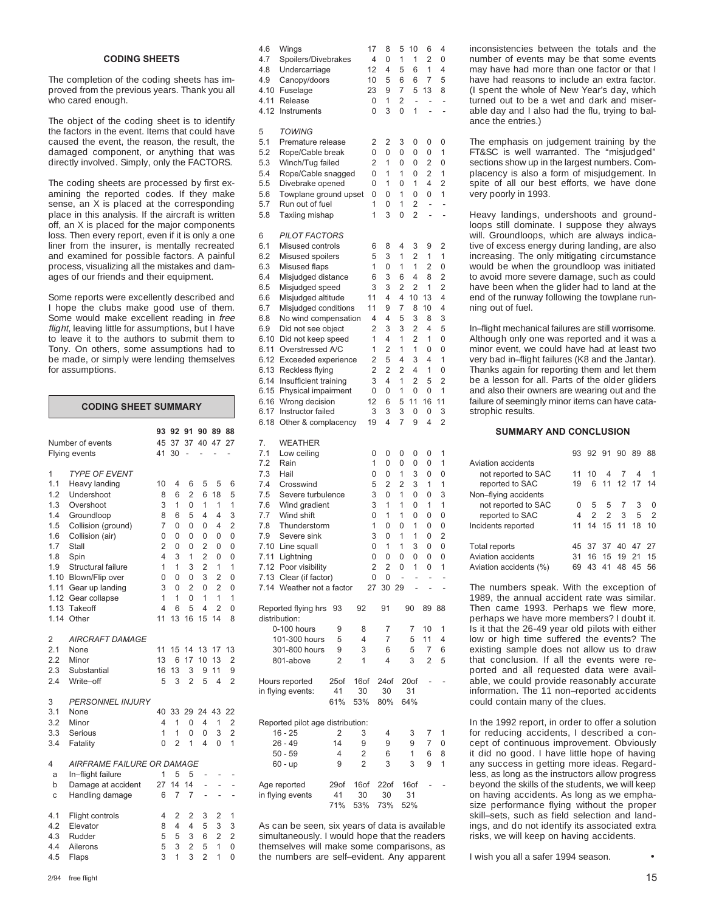### CODING SHEETS

The completion of the coding sheets has improved from the previous years. Thank you all who cared enough.

The object of the coding sheet is to identify the factors in the event. Items that could have caused the event, the reason, the result, the damaged component, or anything that was directly involved. Simply, only the FACTORS.

The coding sheets are processed by first examining the reported codes. If they make sense, an X is placed at the corresponding place in this analysis. If the aircraft is written off, an X is placed for the major components loss. Then every report, even if it is only a one liner from the insurer, is mentally recreated and examined for possible factors. A painful process, visualizing all the mistakes and damages of our friends and their equipment.

Some reports were excellently described and I hope the clubs make good use of them. Some would make excellent reading in *free flight*, leaving little for assumptions, but I have to leave it to the authors to submit them to Tony. On others, some assumptions had to be made, or simply were lending themselves for assumptions.

### CODING SHEET SUMMARY

| | | 93 | 92 | 91 | 90 | 89 | 88 |
|---|---|---|---|---|---|---|---|
| | Number of events | 45 | 37 | 37 | 40 | 47 | 27 |
| | Flying events | 41 | 30 | - | - | - | - |
| 1 | *TYPE OF EVENT* | | | | | | |
| 1.1 | Heavy landing | 10 | 4 | 6 | 5 | 5 | 6 |
| 1.2 | Undershoot | 8 | 6 | 2 | 6 | 18 | 5 |
| 1.3 | Overshoot | 3 | 1 | 0 | 1 | 1 | 1 |
| 1.4 | Groundloop | 8 | 6 | 5 | 4 | 4 | 3 |
| 1.5 | Collision (ground) | 7 | 0 | 0 | 0 | 4 | 2 |
| 1.6 | Collision (air) | 0 | 0 | 0 | 0 | 0 | 0 |
| 1.7 | Stall | 2 | 0 | 0 | 2 | 0 | 0 |
| 1.8 | Spin | 4 | 3 | 1 | 2 | 0 | 0 |
| 1.9 | Structural failure | 1 | 1 | 3 | 2 | 1 | 1 |
| 1.10 | Blown/Flip over | 0 | 0 | 0 | 3 | 2 | 0 |
| 1.11 | Gear up landing | 3 | 0 | 2 | 0 | 2 | 0 |
| 1.12 | Gear collapse | 1 | 1 | 0 | 1 | 1 | 1 |
| 1.13 | Takeoff | 4 | 6 | 5 | 4 | 2 | 0 |
| 1.14 | Other | 11 | 13 | 16 | 15 | 14 | 8 |
| 2 | *AIRCRAFT DAMAGE* | | | | | | |
| 2.1 | None | 11 | 15 | 14 | 13 | 17 | 13 |
| 2.2 | Minor | 13 | 6 | 17 | 10 | 13 | 2 |
| 2.3 | Substantial | 16 | 13 | 3 | 9 | 11 | 9 |
| 2.4 | Write–off | 5 | 3 | 2 | 5 | 4 | 2 |
| 3 | *PERSONNEL INJURY* | | | | | | |
| 3.1 | None | 40 | 33 | 29 | 24 | 43 | 22 |
| 3.2 | Minor | 4 | 1 | 0 | 4 | 1 | 2 |
| 3.3 | Serious | 1 | 1 | 0 | 0 | 3 | 2 |
| 3.4 | Fatality | 0 | 2 | 1 | 4 | 0 | 1 |
| 4 | *AIRFRAME FAILURE OR DAMAGE* | | | | | | |
| a | In–flight failure | 1 | 5 | 5 | - | - | - |
| b | Damage at accident | 27 | 14 | 14 | - | - | - |
| c | Handling damage | 6 | 7 | 7 | - | - | - |
| 4.1 | Flight controls | 4 | 2 | 2 | 3 | 2 | 1 |
| 4.2 | Elevator | 8 | 4 | 4 | 5 | 3 | 3 |
| 4.3 | Rudder | 5 | 5 | 3 | 6 | 2 | 2 |
| 4.4 | Ailerons | 5 | 3 | 2 | 5 | 1 | 0 |
| 4.5 | Flaps | 3 | 1 | 3 | 2 | 1 | 0 |
| 4.6 | Wings | 17 | 8 | 5 | 10 | 6 | 4 |
| 4.7 | Spoilers/Divebrakes | 4 | 0 | 1 | 1 | 2 | 0 |
| 4.8 | Undercarriage | 12 | 4 | 5 | 6 | 1 | 4 |
| 4.9 | Canopy/doors | 10 | 5 | 6 | 6 | 7 | 5 |
| 4.10 | Fuselage | 23 | 9 | 7 | 5 | 13 | 8 |
| 4.11 | Release | 0 | 1 | 2 | - | - | - |
| 4.12 | Instruments | 0 | 3 | 0 | 1 | - | - |
| 5 | *TOWING* | | | | | | |
| 5.1 | Premature release | 2 | 2 | 3 | 0 | 0 | 0 |
| 5.2 | Rope/Cable break | 0 | 0 | 0 | 0 | 0 | 1 |
| 5.3 | Winch/Tug failed | 2 | 1 | 0 | 0 | 2 | 0 |
| 5.4 | Rope/Cable snagged | 0 | 1 | 1 | 0 | 2 | 1 |
| 5.5 | Divebrake opened | 0 | 1 | 0 | 1 | 4 | 2 |
| 5.6 | Towplane ground upset | 0 | 0 | 1 | 0 | 0 | 1 |
| 5.7 | Run out of fuel | 1 | 0 | 1 | 2 | - | - |
| 5.8 | Taxiing mishap | 1 | 3 | 0 | 2 | - | - |
| 6 | *PILOT FACTORS* | | | | | | |
| 6.1 | Misused controls | 6 | 8 | 4 | 3 | 9 | 2 |
| 6.2 | Misused spoilers | 5 | 3 | 1 | 2 | 1 | 1 |
| 6.3 | Misused flaps | 1 | 0 | 1 | 1 | 2 | 0 |
| 6.4 | Misjudged distance | 6 | 3 | 6 | 4 | 8 | 2 |
| 6.5 | Misjudged speed | 3 | 3 | 2 | 2 | 1 | 2 |
| 6.6 | Misjudged altitude | 11 | 4 | 4 | 10 | 13 | 4 |
| 6.7 | Misjudged conditions | 11 | 9 | 7 | 8 | 10 | 4 |
| 6.8 | No wind compensation | 4 | 4 | 5 | 3 | 8 | 3 |
| 6.9 | Did not see object | 2 | 3 | 3 | 2 | 4 | 5 |
| 6.10 | Did not keep speed | 1 | 4 | 1 | 2 | 1 | 0 |
| 6.11 | Overstressed A/C | 1 | 2 | 1 | 1 | 0 | 0 |
| 6.12 | Exceeded experience | 2 | 5 | 4 | 3 | 4 | 1 |
| 6.13 | Reckless flying | 2 | 2 | 2 | 4 | 1 | 0 |
| 6.14 | Insufficient training | 3 | 4 | 1 | 2 | 5 | 2 |
| 6.15 | Physical impairment | 0 | 0 | 1 | 0 | 0 | 1 |
| 6.16 | Wrong decision | 12 | 6 | 5 | 11 | 16 | 11 |
| 6.17 | Instructor failed | 3 | 3 | 3 | 0 | 0 | 3 |
| 6.18 | Other & complacency | 19 | 4 | 7 | 9 | 4 | 2 |
| 7. | WEATHER | | | | | | |
| 7.1 | Low ceiling | 0 | 0 | 0 | 0 | 0 | 1 |
| 7.2 | Rain | 1 | 0 | 0 | 0 | 0 | 1 |
| 7.3 | Hail | 0 | 0 | 1 | 3 | 0 | 0 |
| 7.4 | Crosswind | 5 | 2 | 2 | 3 | 1 | 1 |
| 7.5 | Severe turbulence | 3 | 0 | 1 | 0 | 0 | 3 |
| 7.6 | Wind gradient | 3 | 1 | 1 | 0 | 1 | 1 |
| 7.7 | Wind shift | 0 | 1 | 1 | 0 | 0 | 0 |
| 7.8 | Thunderstorm | 1 | 0 | 0 | 1 | 0 | 0 |
| 7.9 | Severe sink | 3 | 0 | 1 | 1 | 0 | 2 |
| 7.10 | Line squall | 0 | 1 | 1 | 3 | 0 | 0 |
| 7.11 | Lightning | 0 | 0 | 0 | 0 | 0 | 0 |
| 7.12 | Poor visibility | 2 | 2 | 0 | 1 | 0 | 1 |
| 7.13 | Clear (if factor) | 0 | 0 | - | - | - | - |
| 7.14 | Weather not a factor | 27 | 30 | 29 | - | - | - |

| Reported flying hrs distribution: | 93 | 92 | 91 | 90 | 89 | 88 |
|---|---|---|---|---|---|---|
| 0-100 hours | 9 | 8 | 7 | 7 | 10 | 1 |
| 101-300 hours | 5 | 4 | 7 | 5 | 11 | 4 |
| 301-800 hours | 9 | 3 | 6 | 5 | 7 | 6 |
| 801-above | 2 | 1 | 4 | 3 | 2 | 5 |
| Hours reported in flying events: | 25of 41 | 16of 30 | 24of 30 | 20of 31 | - | - |
| | 61% | 53% | 80% | 64% | | |

| Reported pilot age distribution: | 93 | 92 | 91 | 90 | 89 | 88 |
|---|---|---|---|---|---|---|
| 16 - 25 | 2 | 3 | 4 | 3 | 7 | 1 |
| 26 - 49 | 14 | 9 | 9 | 9 | 7 | 0 |
| 50 - 59 | 4 | 2 | 6 | 1 | 6 | 8 |
| 60 - up | 9 | 2 | 3 | 3 | 9 | 1 |
| Age reported in flying events | 29of 41 | 16of 30 | 22of 30 | 16of 31 | - | - |
| | 71% | 53% | 73% | 52% | | |

As can be seen, six years of data is available simultaneously. I would hope that the readers themselves will make some comparisons, as the numbers are self–evident. Any apparent inconsistencies between the totals and the number of events may be that some events may have had more than one factor or that I have had reasons to include an extra factor. (I spent the whole of New Year's day, which turned out to be a wet and dark and miserable day and I also had the flu, trying to balance the entries.)

The emphasis on judgement training by the FT&SC is well warranted. The "misjudged" sections show up in the largest numbers. Complacency is also a form of misjudgement. In spite of all our best efforts, we have done very poorly in 1993.

Heavy landings, undershoots and groundloops still dominate. I suppose they always will. Groundloops, which are always indicative of excess energy during landing, are also increasing. The only mitigating circumstance would be when the groundloop was initiated to avoid more severe damage, such as could have been when the glider had to land at the end of the runway following the towplane running out of fuel.

In–flight mechanical failures are still worrisome. Although only one was reported and it was a minor event, we could have had at least two very bad in–flight failures (K8 and the Jantar). Thanks again for reporting them and let them be a lesson for all. Parts of the older gliders and also their owners are wearing out and the failure of seemingly minor items can have catastrophic results.

### SUMMARY AND CONCLUSION

| | 93 | 92 | 91 | 90 | 89 | 88 |
|---|---|---|---|---|---|---|
| Aviation accidents | | | | | | |
| not reported to SAC | 11 | 10 | 4 | 7 | 4 | 1 |
| reported to SAC | 19 | 6 | 11 | 12 | 17 | 14 |
| Non–flying accidents | | | | | | |
| not reported to SAC | 0 | 5 | 5 | 7 | 3 | 0 |
| reported to SAC | 4 | 2 | 2 | 3 | 5 | 2 |
| Incidents reported | 11 | 14 | 15 | 11 | 18 | 10 |
| Total reports | 45 | 37 | 37 | 40 | 47 | 27 |
| Aviation accidents | 31 | 16 | 15 | 19 | 21 | 15 |
| Aviation accidents (%) | 69 | 43 | 41 | 48 | 45 | 56 |

The numbers speak. With the exception of 1989, the annual accident rate was similar. Then came 1993. Perhaps we flew more, perhaps we have more members? I doubt it. Is it that the 26-49 year old pilots with either low or high time suffered the events? The existing sample does not allow us to draw that conclusion. If all the events were reported and all requested data were available, we could provide reasonably accurate information. The 11 non–reported accidents could contain many of the clues.

In the 1992 report, in order to offer a solution for reducing accidents, I described a concept of continuous improvement. Obviously it did no good. I have little hope of having any success in getting more ideas. Regardless, as long as the instructors allow progress beyond the skills of the students, we will keep on having accidents. As long as we emphasize performance flying without the proper skill–sets, such as field selection and landings, and do not identify its associated extra risks, we will keep on having accidents.

I wish you all a safer 1994 season. •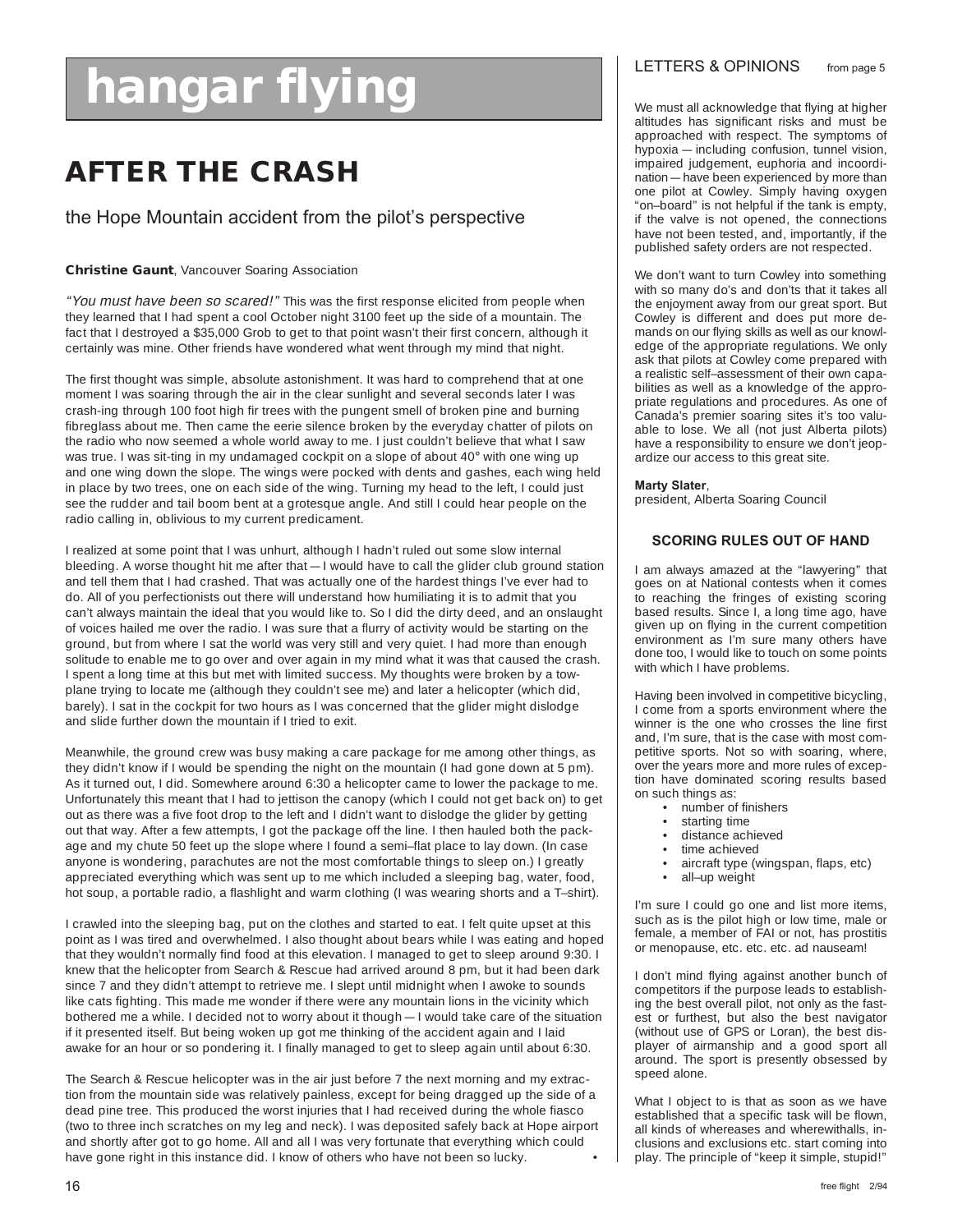# hangar flying

## AFTER THE CRASH

### the Hope Mountain accident from the pilot's perspective

**Christine Gaunt**, Vancouver Soaring Association

*"You must have been so scared!"* This was the first response elicited from people when they learned that I had spent a cool October night 3100 feet up the side of a mountain. The fact that I destroyed a $35,000 Grob to get to that point wasn't their first concern, although it certainly was mine. Other friends have wondered what went through my mind that night.

The first thought was simple, absolute astonishment. It was hard to comprehend that at one moment I was soaring through the air in the clear sunlight and several seconds later I was crash-ing through 100 foot high fir trees with the pungent smell of broken pine and burning fibreglass about me. Then came the eerie silence broken by the everyday chatter of pilots on the radio who now seemed a whole world away to me. I just couldn't believe that what I saw was true. I was sit-ting in my undamaged cockpit on a slope of about 40° with one wing up and one wing down the slope. The wings were pocked with dents and gashes, each wing held in place by two trees, one on each side of the wing. Turning my head to the left, I could just see the rudder and tail boom bent at a grotesque angle. And still I could hear people on the radio calling in, oblivious to my current predicament.

I realized at some point that I was unhurt, although I hadn't ruled out some slow internal bleeding. A worse thought hit me after that — I would have to call the glider club ground station and tell them that I had crashed. That was actually one of the hardest things I've ever had to do. All of you perfectionists out there will understand how humiliating it is to admit that you can't always maintain the ideal that you would like to. So I did the dirty deed, and an onslaught of voices hailed me over the radio. I was sure that a flurry of activity would be starting on the ground, but from where I sat the world was very still and very quiet. I had more than enough solitude to enable me to go over and over again in my mind what it was that caused the crash. I spent a long time at this but met with limited success. My thoughts were broken by a tow-plane trying to locate me (although they couldn't see me) and later a helicopter (which did, barely). I sat in the cockpit for two hours as I was concerned that the glider might dislodge and slide further down the mountain if I tried to exit.

Meanwhile, the ground crew was busy making a care package for me among other things, as they didn't know if I would be spending the night on the mountain (I had gone down at 5 pm). As it turned out, I did. Somewhere around 6:30 a helicopter came to lower the package to me. Unfortunately this meant that I had to jettison the canopy (which I could not get back on) to get out as there was a five foot drop to the left and I didn't want to dislodge the glider by getting out that way. After a few attempts, I got the package off the line. I then hauled both the pack-age and my chute 50 feet up the slope where I found a semi–flat place to lay down. (In case anyone is wondering, parachutes are not the most comfortable things to sleep on.) I greatly appreciated everything which was sent up to me which included a sleeping bag, water, food, hot soup, a portable radio, a flashlight and warm clothing (I was wearing shorts and a T–shirt).

I crawled into the sleeping bag, put on the clothes and started to eat. I felt quite upset at this point as I was tired and overwhelmed. I also thought about bears while I was eating and hoped that they wouldn't normally find food at this elevation. I managed to get to sleep around 9:30. I knew that the helicopter from Search & Rescue had arrived around 8 pm, but it had been dark since 7 and they didn't attempt to retrieve me. I slept until midnight when I awoke to sounds like cats fighting. This made me wonder if there were any mountain lions in the vicinity which bothered me a while. I decided not to worry about it though — I would take care of the situation if it presented itself. But being woken up got me thinking of the accident again and I laid awake for an hour or so pondering it. I finally managed to get to sleep again until about 6:30.

The Search & Rescue helicopter was in the air just before 7 the next morning and my extrac-tion from the mountain side was relatively painless, except for being dragged up the side of a dead pine tree. This produced the worst injuries that I had received during the whole fiasco (two to three inch scratches on my leg and neck). I was deposited safely back at Hope airport and shortly after got to go home. All and all I was very fortunate that everything which could have gone right in this instance did. I know of others who have not been so lucky. •

## LETTERS & OPINIONS from page 5

We must all acknowledge that flying at higher altitudes has significant risks and must be approached with respect. The symptoms of hypoxia — including confusion, tunnel vision, impaired judgement, euphoria and incoordination — have been experienced by more than one pilot at Cowley. Simply having oxygen "on–board" is not helpful if the tank is empty, if the valve is not opened, the connections have not been tested, and, importantly, if the published safety orders are not respected.

We don't want to turn Cowley into something with so many do's and don'ts that it takes all the enjoyment away from our great sport. But Cowley is different and does put more demands on our flying skills as well as our knowledge of the appropriate regulations. We only ask that pilots at Cowley come prepared with a realistic self–assessment of their own capabilities as well as a knowledge of the appropriate regulations and procedures. As one of Canada's premier soaring sites it's too valuable to lose. We all (not just Alberta pilots) have a responsibility to ensure we don't jeopardize our access to this great site.

**Marty Slater**,
president, Alberta Soaring Council

### SCORING RULES OUT OF HAND

I am always amazed at the "lawyering" that goes on at National contests when it comes to reaching the fringes of existing scoring based results. Since I, a long time ago, have given up on flying in the current competition environment as I'm sure many others have done too, I would like to touch on some points with which I have problems.

Having been involved in competitive bicycling, I come from a sports environment where the winner is the one who crosses the line first and, I'm sure, that is the case with most competitive sports. Not so with soaring, where, over the years more and more rules of exception have dominated scoring results based on such things as:

- number of finishers
- starting time
- distance achieved
- time achieved
- aircraft type (wingspan, flaps, etc)
- all–up weight

I'm sure I could go one and list more items, such as is the pilot high or low time, male or female, a member of FAI or not, has prostitis or menopause, etc. etc. etc. ad nauseam!

I don't mind flying against another bunch of competitors if the purpose leads to establishing the best overall pilot, not only as the fastest or furthest, but also the best navigator (without use of GPS or Loran), the best displayer of airmanship and a good sport all around. The sport is presently obsessed by speed alone.

What I object to is that as soon as we have established that a specific task will be flown, all kinds of whereases and wherewithalls, inclusions and exclusions etc. start coming into play. The principle of "keep it simple, stupid!"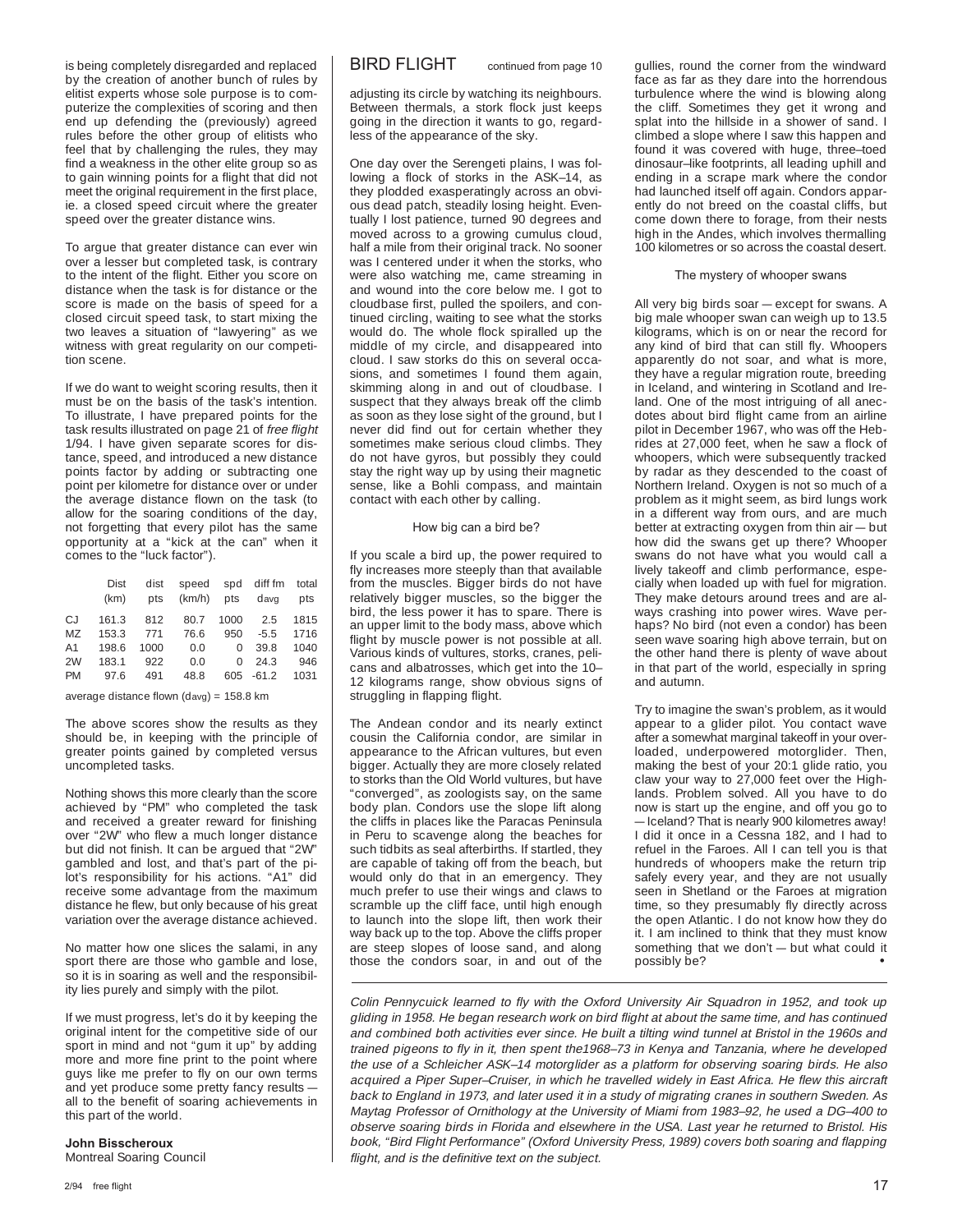is being completely disregarded and replaced by the creation of another bunch of rules by elitist experts whose sole purpose is to computerize the complexities of scoring and then end up defending the (previously) agreed rules before the other group of elitists who feel that by challenging the rules, they may find a weakness in the other elite group so as to gain winning points for a flight that did not meet the original requirement in the first place, ie. a closed speed circuit where the greater speed over the greater distance wins.

To argue that greater distance can ever win over a lesser but completed task, is contrary to the intent of the flight. Either you score on distance when the task is for distance or the score is made on the basis of speed for a closed circuit speed task, to start mixing the two leaves a situation of "lawyering" as we witness with great regularity on our competition scene.

If we do want to weight scoring results, then it must be on the basis of the task's intention. To illustrate, I have prepared points for the task results illustrated on page 21 of *free flight* 1/94. I have given separate scores for distance, speed, and introduced a new distance points factor by adding or subtracting one point per kilometre for distance over or under the average distance flown on the task (to allow for the soaring conditions of the day, not forgetting that every pilot has the same opportunity at a "kick at the can" when it comes to the "luck factor").

| | Dist (km) | dist pts | speed (km/h) | spd pts | diff fm $d_{avg}$ | total pts |
|---|---|---|---|---|---|---|
| CJ | 161.3 | 812 | 80.7 | 1000 | 2.5 | 1815 |
| MZ | 153.3 | 771 | 76.6 | 950 | -5.5 | 1716 |
| A1 | 198.6 | 1000 | 0.0 | 0 | 39.8 | 1040 |
| 2W | 183.1 | 922 | 0.0 | 0 | 24.3 | 946 |
| PM | 97.6 | 491 | 48.8 | 605 | -61.2 | 1031 |

average distance flown ($d_{avg}$) = 158.8 km

The above scores show the results as they should be, in keeping with the principle of greater points gained by completed versus uncompleted tasks.

Nothing shows this more clearly than the score achieved by "PM" who completed the task and received a greater reward for finishing over "2W" who flew a much longer distance but did not finish. It can be argued that "2W" gambled and lost, and that's part of the pilot's responsibility for his actions. "A1" did receive some advantage from the maximum distance he flew, but only because of his great variation over the average distance achieved.

No matter how one slices the salami, in any sport there are those who gamble and lose, so it is in soaring as well and the responsibility lies purely and simply with the pilot.

If we must progress, let's do it by keeping the original intent for the competitive side of our sport in mind and not "gum it up" by adding more and more fine print to the point where guys like me prefer to fly on our own terms and yet produce some pretty fancy results — all to the benefit of soaring achievements in this part of the world.

**John Bisscheroux**
Montreal Soaring Council

## BIRD FLIGHT

continued from page 10

adjusting its circle by watching its neighbours. Between thermals, a stork flock just keeps going in the direction it wants to go, regardless of the appearance of the sky.

One day over the Serengeti plains, I was following a flock of storks in the ASK–14, as they plodded exasperatingly across an obvious dead patch, steadily losing height. Eventually I lost patience, turned 90 degrees and moved across to a growing cumulus cloud, half a mile from their original track. No sooner was I centered under it when the storks, who were also watching me, came streaming in and wound into the core below me. I got to cloudbase first, pulled the spoilers, and continued circling, waiting to see what the storks would do. The whole flock spiralled up the middle of my circle, and disappeared into cloud. I saw storks do this on several occasions, and sometimes I found them again, skimming along in and out of cloudbase. I suspect that they always break off the climb as soon as they lose sight of the ground, but I never did find out for certain whether they sometimes make serious cloud climbs. They do not have gyros, but possibly they could stay the right way up by using their magnetic sense, like a Bohli compass, and maintain contact with each other by calling.

### How big can a bird be?

If you scale a bird up, the power required to fly increases more steeply than that available from the muscles. Bigger birds do not have relatively bigger muscles, so the bigger the bird, the less power it has to spare. There is an upper limit to the body mass, above which flight by muscle power is not possible at all. Various kinds of vultures, storks, cranes, pelicans and albatrosses, which get into the 10–12 kilograms range, show obvious signs of struggling in flapping flight.

The Andean condor and its nearly extinct cousin the California condor, are similar in appearance to the African vultures, but even bigger. Actually they are more closely related to storks than the Old World vultures, but have "converged", as zoologists say, on the same body plan. Condors use the slope lift along the cliffs in places like the Paracas Peninsula in Peru to scavenge along the beaches for such tidbits as seal afterbirths. If startled, they are capable of taking off from the beach, but would only do that in an emergency. They much prefer to use their wings and claws to scramble up the cliff face, until high enough to launch into the slope lift, then work their way back up to the top. Above the cliffs proper are steep slopes of loose sand, and along those the condors soar, in and out of the gullies, round the corner from the windward face as far as they dare into the horrendous turbulence where the wind is blowing along the cliff. Sometimes they get it wrong and splat into the hillside in a shower of sand. I climbed a slope where I saw this happen and found it was covered with huge, three–toed dinosaur–like footprints, all leading uphill and ending in a scrape mark where the condor had launched itself off again. Condors apparently do not breed on the coastal cliffs, but come down there to forage, from their nests high in the Andes, which involves thermalling 100 kilometres or so across the coastal desert.

### The mystery of whooper swans

All very big birds soar — except for swans. A big male whooper swan can weigh up to 13.5 kilograms, which is on or near the record for any kind of bird that can still fly. Whoopers apparently do not soar, and what is more, they have a regular migration route, breeding in Iceland, and wintering in Scotland and Ireland. One of the most intriguing of all anecdotes about bird flight came from an airline pilot in December 1967, who was off the Hebrides at 27,000 feet, when he saw a flock of whoopers, which were subsequently tracked by radar as they descended to the coast of Northern Ireland. Oxygen is not so much of a problem as it might seem, as bird lungs work in a different way from ours, and are much better at extracting oxygen from thin air — but how did the swans get up there? Whooper swans do not have what you would call a lively takeoff and climb performance, especially when loaded up with fuel for migration. They make detours around trees and are always crashing into power wires. Wave perhaps? No bird (not even a condor) has been seen wave soaring high above terrain, but on the other hand there is plenty of wave about in that part of the world, especially in spring and autumn.

Try to imagine the swan's problem, as it would appear to a glider pilot. You contact wave after a somewhat marginal takeoff in your overloaded, underpowered motorglider. Then, making the best of your 20:1 glide ratio, you claw your way to 27,000 feet over the Highlands. Problem solved. All you have to do now is start up the engine, and off you go to — Iceland? That is nearly 900 kilometres away! I did it once in a Cessna 182, and I had to refuel in the Faroes. All I can tell you is that hundreds of whoopers make the return trip safely every year, and they are not usually seen in Shetland or the Faroes at migration time, so they presumably fly directly across the open Atlantic. I do not know how they do it. I am inclined to think that they must know something that we don't — but what could it possibly be? •

*Colin Pennycuick learned to fly with the Oxford University Air Squadron in 1952, and took up gliding in 1958. He began research work on bird flight at about the same time, and has continued and combined both activities ever since. He built a tilting wind tunnel at Bristol in the 1960s and trained pigeons to fly in it, then spent the1968–73 in Kenya and Tanzania, where he developed the use of a Schleicher ASK–14 motorglider as a platform for observing soaring birds. He also acquired a Piper Super–Cruiser, in which he travelled widely in East Africa. He flew this aircraft back to England in 1973, and later used it in a study of migrating cranes in southern Sweden. As Maytag Professor of Ornithology at the University of Miami from 1983–92, he used a DG–400 to observe soaring birds in Florida and elsewhere in the USA. Last year he returned to Bristol. His book, "Bird Flight Performance" (Oxford University Press, 1989) covers both soaring and flapping flight, and is the definitive text on the subject.*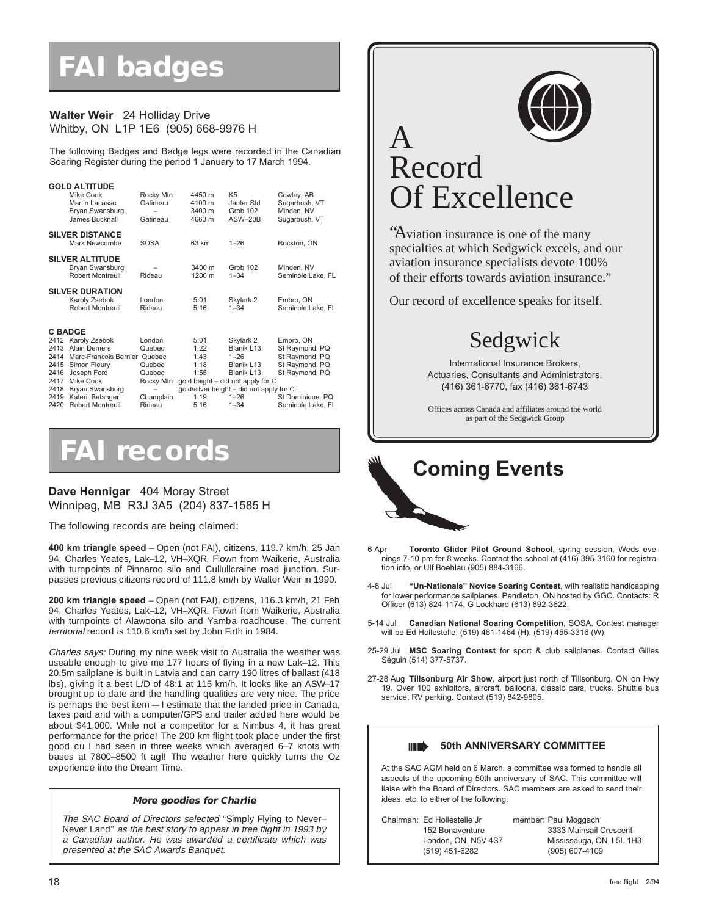# FAI badges

**Walter Weir** 24 Holliday Drive
Whitby, ON L1P 1E6 (905) 668-9976 H

The following Badges and Badge legs were recorded in the Canadian Soaring Register during the period 1 January to 17 March 1994.

**GOLD ALTITUDE**

| | | | | |
|---|---|---|---|---|
| Mike Cook | Rocky Mtn | 4450 m | K5 | Cowley, AB |
| Martin Lacasse | Gatineau | 4100 m | Jantar Std | Sugarbush, VT |
| Bryan Swansburg | – | 3400 m | Grob 102 | Minden, NV |
| James Bucknall | Gatineau | 4660 m | ASW–20B | Sugarbush, VT |

**SILVER DISTANCE**

| | | | | |
|---|---|---|---|---|
| Mark Newcombe | SOSA | 63 km | 1–26 | Rockton, ON |

**SILVER ALTITUDE**

| | | | | |
|---|---|---|---|---|
| Bryan Swansburg | – | 3400 m | Grob 102 | Minden, NV |
| Robert Montreuil | Rideau | 1200 m | 1–34 | Seminole Lake, FL |

**SILVER DURATION**

| | | | | |
|---|---|---|---|---|
| Karoly Zsebok | London | 5:01 | Skylark 2 | Embro, ON |
| Robert Montreuil | Rideau | 5:16 | 1–34 | Seminole Lake, FL |

**C BADGE**

| | | | | | |
|---|---|---|---|---|---|
| 2412 | Karoly Zsebok | London | 5:01 | Skylark 2 | Embro, ON |
| 2413 | Alain Demers | Quebec | 1:22 | Blanik L13 | St Raymond, PQ |
| 2414 | Marc-Francois Bernier | Quebec | 1:43 | 1–26 | St Raymond, PQ |
| 2415 | Simon Fleury | Quebec | 1:18 | Blanik L13 | St Raymond, PQ |
| 2416 | Joseph Ford | Quebec | 1:55 | Blanik L13 | St Raymond, PQ |
| 2417 | Mike Cook | Rocky Mtn | gold height – did not apply for C | | |
| 2418 | Bryan Swansburg | – | gold/silver height – did not apply for C | | |
| 2419 | Kateri Belanger | Champlain | 1:19 | 1–26 | St Dominique, PQ |
| 2420 | Robert Montreuil | Rideau | 5:16 | 1–34 | Seminole Lake, FL |

# FAI records

**Dave Hennigar** 404 Moray Street
Winnipeg, MB R3J 3A5 (204) 837-1585 H

The following records are being claimed:

**400 km triangle speed** – Open (not FAI), citizens, 119.7 km/h, 25 Jan 94, Charles Yeates, Lak–12, VH–XQR. Flown from Waikerie, Australia with turnpoints of Pinnaroo silo and Cullullcraine road junction. Surpasses previous citizens record of 111.8 km/h by Walter Weir in 1990.

**200 km triangle speed** – Open (not FAI), citizens, 116.3 km/h, 21 Feb 94, Charles Yeates, Lak–12, VH–XQR. Flown from Waikerie, Australia with turnpoints of Alawoona silo and Yamba roadhouse. The current *territorial* record is 110.6 km/h set by John Firth in 1984.

*Charles says:* During my nine week visit to Australia the weather was useable enough to give me 177 hours of flying in a new Lak–12. This 20.5m sailplane is built in Latvia and can carry 190 litres of ballast (418 lbs), giving it a best L/D of 48:1 at 115 km/h. It looks like an ASW–17 brought up to date and the handling qualities are very nice. The price is perhaps the best item — I estimate that the landed price in Canada, taxes paid and with a computer/GPS and trailer added here would be about $41,000. While not a competitor for a Nimbus 4, it has great performance for the price! The 200 km flight took place under the first good cu I had seen in three weeks which averaged 6–7 knots with bases at 7800–8500 ft agl! The weather here quickly turns the Oz experience into the Dream Time.

***More goodies for Charlie***

*The SAC Board of Directors selected* "Simply Flying to Never–Never Land" *as the best story to appear in free flight in 1993 by a Canadian author. He was awarded a certificate which was presented at the SAC Awards Banquet.*

# A Record Of Excellence

"Aviation insurance is one of the many specialties at which Sedgwick excels, and our aviation insurance specialists devote 100% of their efforts towards aviation insurance."

Our record of excellence speaks for itself.

## Sedgwick

International Insurance Brokers,
Actuaries, Consultants and Administrators.
(416) 361-6770, fax (416) 361-6743

Offices across Canada and affiliates around the world as part of the Sedgwick Group

# Coming Events

6 Apr **Toronto Glider Pilot Ground School**, spring session, Weds evenings 7-10 pm for 8 weeks. Contact the school at (416) 395-3160 for registration info, or Ulf Boehlau (905) 884-3166.

4-8 Jul **"Un-Nationals" Novice Soaring Contest**, with realistic handicapping for lower performance sailplanes. Pendleton, ON hosted by GGC. Contacts: R Officer (613) 824-1174, G Lockhard (613) 692-3622.

5-14 Jul **Canadian National Soaring Competition**, SOSA. Contest manager will be Ed Hollestelle, (519) 461-1464 (H), (519) 455-3316 (W).

25-29 Jul **MSC Soaring Contest** for sport & club sailplanes. Contact Gilles Séguin (514) 377-5737.

27-28 Aug **Tillsonburg Air Show**, airport just north of Tillsonburg, ON on Hwy 19. Over 100 exhibitors, aircraft, balloons, classic cars, trucks. Shuttle bus service, RV parking. Contact (519) 842-9805.

### 50th ANNIVERSARY COMMITTEE

At the SAC AGM held on 6 March, a committee was formed to handle all aspects of the upcoming 50th anniversary of SAC. This committee will liaise with the Board of Directors. SAC members are asked to send their ideas, etc. to either of the following:

Chairman: Ed Hollestelle Jr
152 Bonaventure
London, ON N5V 4S7
(519) 451-6282

member: Paul Moggach
3333 Mainsail Crescent
Mississauga, ON L5L 1H3
(905) 607-4109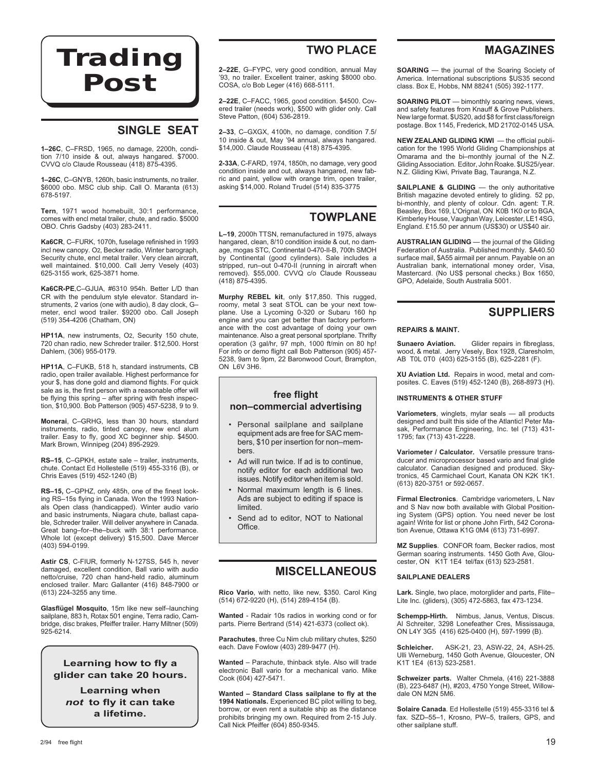# Trading Post

## SINGLE SEAT

**1–26C**, C–FRSD, 1965, no damage, 2200h, condition 7/10 inside & out, always hangared. $7000. CVVQ c/o Claude Rousseau (418) 875-4395.

**1–26C**, C–GNYB, 1260h, basic instruments, no trailer. $6000 obo. MSC club ship. Call O. Maranta (613) 678-5197.

**Tern**, 1971 wood homebuilt, 30:1 performance, comes with encl metal trailer, chute, and radio. $5000 OBO. Chris Gadsby (403) 283-2411.

**Ka6CR**, C–FURK, 1070h, fuselage refinished in 1993 incl new canopy. O2, Becker radio, Winter barograph, Security chute, encl metal trailer. Very clean aircraft, well maintained. $10,000. Call Jerry Vesely (403) 625-3155 work, 625-3871 home.

**Ka6CR-PE**,C–GJUA, #6310 954h. Better L/D than CR with the pendulum style elevator. Standard instruments, 2 varios (one with audio), 8 day clock, G–meter, encl wood trailer. $9200 obo. Call Joseph (519) 354-4206 (Chatham, ON)

**HP11A**, new instruments, O2, Security 150 chute, 720 chan radio, new Schreder trailer. $12,500. Horst Dahlem, (306) 955-0179.

**HP11A**, C–FUKB, 518 h, standard instruments, CB radio, open trailer available. Highest performance for your $, has done gold and diamond flights. For quick sale as is, the first person with a reasonable offer will be flying this spring – after spring with fresh inspection, $10,900. Bob Patterson (905) 457-5238, 9 to 9.

**Monerai**, C–GRHG, less than 30 hours, standard instruments, radio, tinted canopy, new encl alum trailer. Easy to fly, good XC beginner ship. $4500. Mark Brown, Winnipeg (204) 895-2929.

**RS–15**, C–GPKH, estate sale – trailer, instruments, chute. Contact Ed Hollestelle (519) 455-3316 (B), or Chris Eaves (519) 452-1240 (B)

**RS–15,** C–GPHZ, only 485h, one of the finest looking RS–15s flying in Canada. Won the 1993 Nationals Open class (handicapped). Winter audio vario and basic instruments, Niagara chute, ballast capable, Schreder trailer. Will deliver anywhere in Canada. Great bang–for–the–buck with 38:1 performance. Whole lot (except delivery) $15,500. Dave Mercer (403) 594-0199.

**Astir CS**, C-FIUR, formerly N-127SS, 545 h, never damaged, excellent condition, Ball vario with audio netto/cruise, 720 chan hand-held radio, aluminum enclosed trailer. Marc Gallanter (416) 848-7900 or (613) 224-3255 any time.

**Glasflügel Mosquito**, 15m like new self–launching sailplane, 883 h, Rotax 501 engine, Terra radio, Cambridge, disc brakes, Pfeiffer trailer. Harry Miltner (509) 925-6214.

> **Learning how to fly a glider can take 20 hours.**
>
> **Learning when *not* to fly it can take a lifetime.**

## TWO PLACE

**2–22E**, G–FYPC, very good condition, annual May '93, no trailer. Excellent trainer, asking $8000 obo. COSA, c/o Bob Leger (416) 668-5111.

**2–22E**, C–FACC, 1965, good condition. $4500. Covered trailer (needs work), $500 with glider only. Call Steve Patton, (604) 536-2819.

**2–33**, C–GXGX, 4100h, no damage, condition 7.5/10 inside & out, May '94 annual, always hangared. $14,000. Claude Rousseau (418) 875-4395.

**2-33A**, C-FARD, 1974, 1850h, no damage, very good condition inside and out, always hangared, new fabric and paint, yellow with orange trim, open trailer, asking $14,000. Roland Trudel (514) 835-3775

## TOWPLANE

**L–19**, 2000h TTSN, remanufactured in 1975, always hangared, clean, 8/10 condition inside & out, no damage, mogas STC, Continental 0-470-II-B, 700h SMOH by Continental (good cylinders). Sale includes a stripped, run–out 0-470-II (running in aircraft when removed). $55,000. CVVQ c/o Claude Rousseau (418) 875-4395.

**Murphy REBEL kit**, only $17,850. This rugged, roomy, metal 3 seat STOL can be your next towplane. Use a Lycoming 0-320 or Subaru 160 hp engine and you can get better than factory performance with the cost advantage of doing your own maintenance. Also a great personal sportplane. Thrifty operation (3 gal/hr, 97 mph, 1000 ft/min on 80 hp! For info or demo flight call Bob Patterson (905) 457-5238, 9am to 9pm, 22 Baronwood Court, Brampton, ON L6V 3H6.

> **free flight non–commercial advertising**
>
> - Personal sailplane and sailplane equipment ads are free for SAC members, $10 per insertion for non–members.
> - Ad will run twice. If ad is to continue, notify editor for each additional two issues. Notify editor when item is sold.
> - Normal maximum length is 6 lines. Ads are subject to editing if space is limited.
> - Send ad to editor, NOT to National Office.

## MISCELLANEOUS

**Rico Vario**, with netto, like new, $350. Carol King (514) 672-9220 (H), (514) 289-4154 (B).

**Wanted** - Radair 10s radios in working cond or for parts. Pierre Bertrand (514) 421-6373 (collect ok).

**Parachutes**, three Cu Nim club military chutes, $250 each. Dave Fowlow (403) 289-9477 (H).

**Wanted** – Parachute, thinback style. Also will trade electronic Ball vario for a mechanical vario. Mike Cook (604) 427-5471.

**Wanted – Standard Class sailplane to fly at the 1994 Nationals.** Experienced BC pilot willing to beg, borrow, or even rent a suitable ship as the distance prohibits bringing my own. Required from 2-15 July. Call Nick Pfeiffer (604) 850-9345.

## MAGAZINES

**SOARING** — the journal of the Soaring Society of America. International subscriptions $US35 second class. Box E, Hobbs, NM 88241 (505) 392-1177.

**SOARING PILOT** — bimonthly soaring news, views, and safety features from Knauff & Grove Publishers. New large format. $US20, add $8 for first class/foreign postage. Box 1145, Frederick, MD 21702-0145 USA.

**NEW ZEALAND GLIDING KIWI** — the official publication for the 1995 World Gliding Championships at Omarama and the bi–monthly journal of the N.Z. Gliding Association. Editor, John Roake. $US25/year. N.Z. Gliding Kiwi, Private Bag, Tauranga, N.Z.

**SAILPLANE & GLIDING** — the only authoritative British magazine devoted entirely to gliding. 52 pp, bi-monthly, and plenty of colour. Cdn. agent: T.R. Beasley, Box 169, L'Orignal, ON K0B 1K0 or to BGA, Kimberley House, Vaughan Way, Leicester, LE1 4SG, England. £15.50 per annum (US$30) or US$40 air.

**AUSTRALIAN GLIDING** — the journal of the Gliding Federation of Australia. Published monthly. $A40.50 surface mail, $A55 airmail per annum. Payable on an Australian bank, international money order, Visa, Mastercard. (No US$ personal checks.) Box 1650, GPO, Adelaide, South Australia 5001.

## SUPPLIERS

### REPAIRS & MAINT.

**Sunaero Aviation.** Glider repairs in fibreglass, wood, & metal. Jerry Vesely, Box 1928, Claresholm, AB T0L 0T0 (403) 625-3155 (B), 625-2281 (F).

**XU Aviation Ltd.** Repairs in wood, metal and composites. C. Eaves (519) 452-1240 (B), 268-8973 (H).

### INSTRUMENTS & OTHER STUFF

**Variometers**, winglets, mylar seals — all products designed and built this side of the Atlantic! Peter Masak, Performance Engineering, Inc. tel (713) 431-1795; fax (713) 431-2228.

**Variometer / Calculator.** Versatile pressure transducer and microprocessor based vario and final glide calculator. Canadian designed and produced. Skytronics, 45 Carmichael Court, Kanata ON K2K 1K1. (613) 820-3751 or 592-0657.

**Firmal Electronics**. Cambridge variometers, L Nav and S Nav now both available with Global Positioning System (GPS) option. You need never be lost again! Write for list or phone John Firth, 542 Coronation Avenue, Ottawa K1G 0M4 (613) 731-6997.

**MZ Supplies**. CONFOR foam, Becker radios, most German soaring instruments. 1450 Goth Ave, Gloucester, ON K1T 1E4 tel/fax (613) 523-2581.

### SAILPLANE DEALERS

**Lark.** Single, two place, motorglider and parts, Flite–Lite Inc. (gliders), (305) 472-5863, fax 473-1234.

**Schempp-Hirth.** Nimbus, Janus, Ventus, Discus. Al Schreiter, 3298 Lonefeather Cres, Mississauga, ON L4Y 3G5 (416) 625-0400 (H), 597-1999 (B).

**Schleicher.** ASK-21, 23, ASW-22, 24, ASH-25. Ulli Werneburg, 1450 Goth Avenue, Gloucester, ON K1T 1E4 (613) 523-2581.

**Schweizer parts.** Walter Chmela, (416) 221-3888 (B), 223-6487 (H), #203, 4750 Yonge Street, Willowdale ON M2N 5M6.

**Solaire Canada**. Ed Hollestelle (519) 455-3316 tel & fax. SZD–55–1, Krosno, PW–5, trailers, GPS, and other sailplane stuff.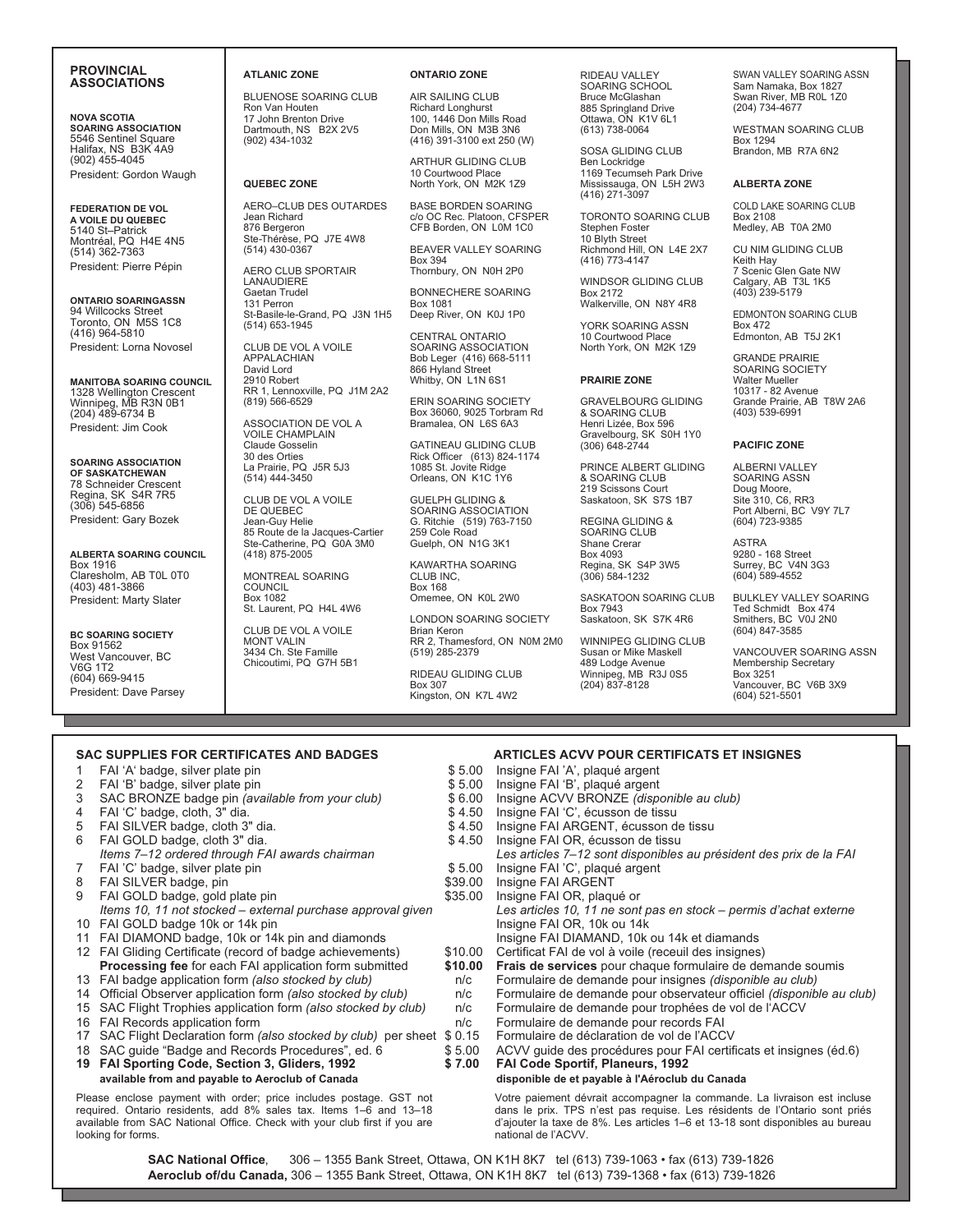## PROVINCIAL ASSOCIATIONS

**NOVA SCOTIA SOARING ASSOCIATION**
5546 Sentinel Square
Halifax, NS B3K 4A9
(902) 455-4045
President: Gordon Waugh

**FEDERATION DE VOL A VOILE DU QUEBEC**
5140 St–Patrick
Montréal, PQ H4E 4N5
(514) 362-7363
President: Pierre Pépin

**ONTARIO SOARINGASSN**
94 Willcocks Street
Toronto, ON M5S 1C8
(416) 964-5810
President: Lorna Novosel

**MANITOBA SOARING COUNCIL**
1328 Wellington Crescent
Winnipeg, MB R3N 0B1
(204) 489-6734 B
President: Jim Cook

**SOARING ASSOCIATION OF SASKATCHEWAN**
78 Schneider Crescent
Regina, SK S4R 7R5
(306) 545-6856
President: Gary Bozek

**ALBERTA SOARING COUNCIL**
Box 1916
Claresholm, AB T0L 0T0
(403) 481-3866
President: Marty Slater

**BC SOARING SOCIETY**
Box 91562
West Vancouver, BC
V6G 1T2
(604) 669-9415
President: Dave Parsey

### ATLANTIC ZONE

BLUENOSE SOARING CLUB
Ron Van Houten
17 John Brenton Drive
Dartmouth, NS B2X 2V5
(902) 434-1032

### QUEBEC ZONE

AERO–CLUB DES OUTARDES
Jean Richard
876 Bergeron
Ste-Thérèse, PQ J7E 4W8
(514) 430-0367

AERO CLUB SPORTAIR LANAUDIERE
Gaetan Trudel
131 Perron
St-Basile-le-Grand, PQ J3N 1H5
(514) 653-1945

CLUB DE VOL A VOILE APPALACHIAN
David Lord
2910 Robert
RR 1, Lennoxville, PQ J1M 2A2
(819) 566-6529

ASSOCIATION DE VOL A VOILE CHAMPLAIN
Claude Gosselin
30 des Orties
La Prairie, PQ J5R 5J3
(514) 444-3450

CLUB DE VOL A VOILE DE QUEBEC
Jean-Guy Helie
85 Route de la Jacques-Cartier
Ste-Catherine, PQ G0A 3M0
(418) 875-2005

MONTREAL SOARING COUNCIL
Box 1082
St. Laurent, PQ H4L 4W6

CLUB DE VOL A VOILE MONT VALIN
3434 Ch. Ste Famille
Chicoutimi, PQ G7H 5B1

### ONTARIO ZONE

AIR SAILING CLUB
Richard Longhurst
100, 1446 Don Mills Road
Don Mills, ON M3B 3N6
(416) 391-3100 ext 250 (W)

ARTHUR GLIDING CLUB
10 Courtwood Place
North York, ON M2K 1Z9

BASE BORDEN SOARING
c/o OC Rec. Platoon, CFSPER
CFB Borden, ON L0M 1C0

BEAVER VALLEY SOARING
Box 394
Thornbury, ON N0H 2P0

BONNECHERE SOARING
Box 1081
Deep River, ON K0J 1P0

CENTRAL ONTARIO SOARING ASSOCIATION
Bob Leger (416) 668-5111
866 Hyland Street
Whitby, ON L1N 6S1

ERIN SOARING SOCIETY
Box 36060, 9025 Torbram Rd
Bramalea, ON L6S 6A3

GATINEAU GLIDING CLUB
Rick Officer (613) 824-1174
1085 St. Jovite Ridge
Orleans, ON K1C 1Y6

GUELPH GLIDING & SOARING ASSOCIATION
G. Ritchie (519) 763-7150
259 Cole Road
Guelph, ON N1G 3K1

KAWARTHA SOARING CLUB INC,
Box 168
Omemee, ON K0L 2W0

LONDON SOARING SOCIETY
Brian Keron
RR 2, Thamesford, ON N0M 2M0
(519) 285-2379

RIDEAU GLIDING CLUB
Box 307
Kingston, ON K7L 4W2

RIDEAU VALLEY SOARING SCHOOL
Bruce McGlashan
885 Springland Drive
Ottawa, ON K1V 6L1
(613) 738-0064

SOSA GLIDING CLUB
Ben Lockridge
1169 Tecumseh Park Drive
Mississauga, ON L5H 2W3
(416) 271-3097

TORONTO SOARING CLUB
Stephen Foster
10 Blyth Street
Richmond Hill, ON L4E 2X7
(416) 773-4147

WINDSOR GLIDING CLUB
Box 2172
Walkerville, ON N8Y 4R8

YORK SOARING ASSN
10 Courtwood Place
North York, ON M2K 1Z9

### PRAIRIE ZONE

GRAVELBOURG GLIDING & SOARING CLUB
Henri Lizée, Box 596
Gravelbourg, SK S0H 1Y0
(306) 648-2744

PRINCE ALBERT GLIDING & SOARING CLUB
219 Scissons Court
Saskatoon, SK S7S 1B7

REGINA GLIDING & SOARING CLUB
Shane Crerar
Box 4093
Regina, SK S4P 3W5
(306) 584-1232

SASKATOON SOARING CLUB
Box 7943
Saskatoon, SK S7K 4R6

WINNIPEG GLIDING CLUB
Susan or Mike Maskell
489 Lodge Avenue
Winnipeg, MB R3J 0S5
(204) 837-8128

SWAN VALLEY SOARING ASSN
Sam Namaka, Box 1827
Swan River, MB R0L 1Z0
(204) 734-4677

WESTMAN SOARING CLUB
Box 1294
Brandon, MB R7A 6N2

### ALBERTA ZONE

COLD LAKE SOARING CLUB
Box 2108
Medley, AB T0A 2M0

CU NIM GLIDING CLUB
Keith Hay
7 Scenic Glen Gate NW
Calgary, AB T3L 1K5
(403) 239-5179

EDMONTON SOARING CLUB
Box 472
Edmonton, AB T5J 2K1

GRANDE PRAIRIE SOARING SOCIETY
Walter Mueller
10317 - 82 Avenue
Grande Prairie, AB T8W 2A6
(403) 539-6991

### PACIFIC ZONE

ALBERNI VALLEY SOARING ASSN
Doug Moore,
Site 310, C6, RR3
Port Alberni, BC V9Y 7L7
(604) 723-9385

ASTRA
9280 - 168 Street
Surrey, BC V4N 3G3
(604) 589-4552

BULKLEY VALLEY SOARING
Ted Schmidt Box 474
Smithers, BC V0J 2N0
(604) 847-3585

VANCOUVER SOARING ASSN
Membership Secretary
Box 3251
Vancouver, BC V6B 3X9
(604) 521-5501

---

| | SAC SUPPLIES FOR CERTIFICATES AND BADGES | | ARTICLES ACVV POUR CERTIFICATS ET INSIGNES |
|---|---|---|---|
| 1 | FAI 'A' badge, silver plate pin | $ 5.00 | Insigne FAI 'A', plaqué argent |
| 2 | FAI 'B' badge, silver plate pin | $ 5.00 | Insigne FAI 'B', plaqué argent |
| 3 | SAC BRONZE badge pin *(available from your club)* | $ 6.00 | Insigne ACVV BRONZE *(disponible au club)* |
| 4 | FAI 'C' badge, cloth, 3" dia. | $ 4.50 | Insigne FAI 'C', écusson de tissu |
| 5 | FAI SILVER badge, cloth 3" dia. | $ 4.50 | Insigne FAI ARGENT, écusson de tissu |
| 6 | FAI GOLD badge, cloth 3" dia. | $ 4.50 | Insigne FAI OR, écusson de tissu |
| | *Items 7–12 ordered through FAI awards chairman* | | *Les articles 7–12 sont disponibles au président des prix de la FAI* |
| 7 | FAI 'C' badge, silver plate pin | $ 5.00 | Insigne FAI 'C', plaqué argent |
| 8 | FAI SILVER badge, pin | $39.00 | Insigne FAI ARGENT |
| 9 | FAI GOLD badge, gold plate pin | $35.00 | Insigne FAI OR, plaqué or |
| | *Items 10, 11 not stocked – external purchase approval given* | | *Les articles 10, 11 ne sont pas en stock – permis d'achat externe* |
| 10 | FAI GOLD badge 10k or 14k pin | | Insigne FAI OR, 10k ou 14k |
| 11 | FAI DIAMOND badge, 10k or 14k pin and diamonds | | Insigne FAI DIAMAND, 10k ou 14k et diamands |
| 12 | FAI Gliding Certificate (record of badge achievements) | $10.00 | Certificat FAI de vol à voile (receuil des insignes) |
| | **Processing fee** for each FAI application form submitted | **$10.00** | **Frais de services** pour chaque formulaire de demande soumis |
| 13 | FAI badge application form *(also stocked by club)* | n/c | Formulaire de demande pour insignes *(disponible au club)* |
| 14 | Official Observer application form *(also stocked by club)* | n/c | Formulaire de demande pour observateur officiel *(disponible au club)* |
| 15 | SAC Flight Trophies application form *(also stocked by club)* | n/c | Formulaire de demande pour trophées de vol de l'ACCV |
| 16 | FAI Records application form | n/c | Formulaire de demande pour records FAI |
| 17 | SAC Flight Declaration form *(also stocked by club)* per sheet | $ 0.15 | Formulaire de déclaration de vol de l'ACCV |
| 18 | SAC guide "Badge and Records Procedures", ed. 6 | $ 5.00 | ACVV guide des procédures pour FAI certificats et insignes (éd.6) |
| **19** | **FAI Sporting Code, Section 3, Gliders, 1992** | **$ 7.00** | **FAI Code Sportif, Planeurs, 1992** |
| | **available from and payable to Aeroclub of Canada** | | **disponible de et payable à l'Aéroclub du Canada** |

Please enclose payment with order; price includes postage. GST not required. Ontario residents, add 8% sales tax. Items 1–6 and 13–18 available from SAC National Office. Check with your club first if you are looking for forms.

Votre paiement dévrait accompagner la commande. La livraison est incluse dans le prix. TPS n'est pas requise. Les résidents de l'Ontario sont priés d'ajouter la taxe de 8%. Les articles 1–6 et 13-18 sont disponibles au bureau national de l'ACVV.

**SAC National Office**, 306 – 1355 Bank Street, Ottawa, ON K1H 8K7 tel (613) 739-1063 • fax (613) 739-1826
**Aeroclub of/du Canada,** 306 – 1355 Bank Street, Ottawa, ON K1H 8K7 tel (613) 739-1368 • fax (613) 739-1826